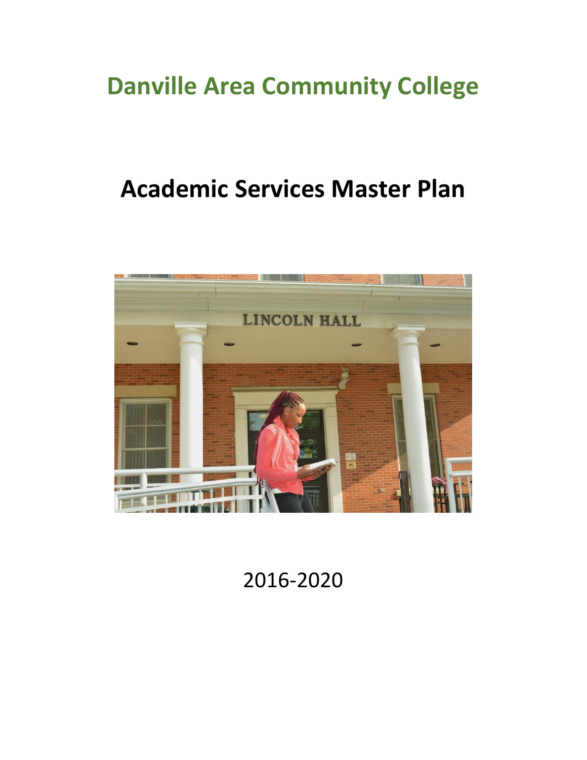# Danville Area Community College

# Academic Services Master Plan

2016-2020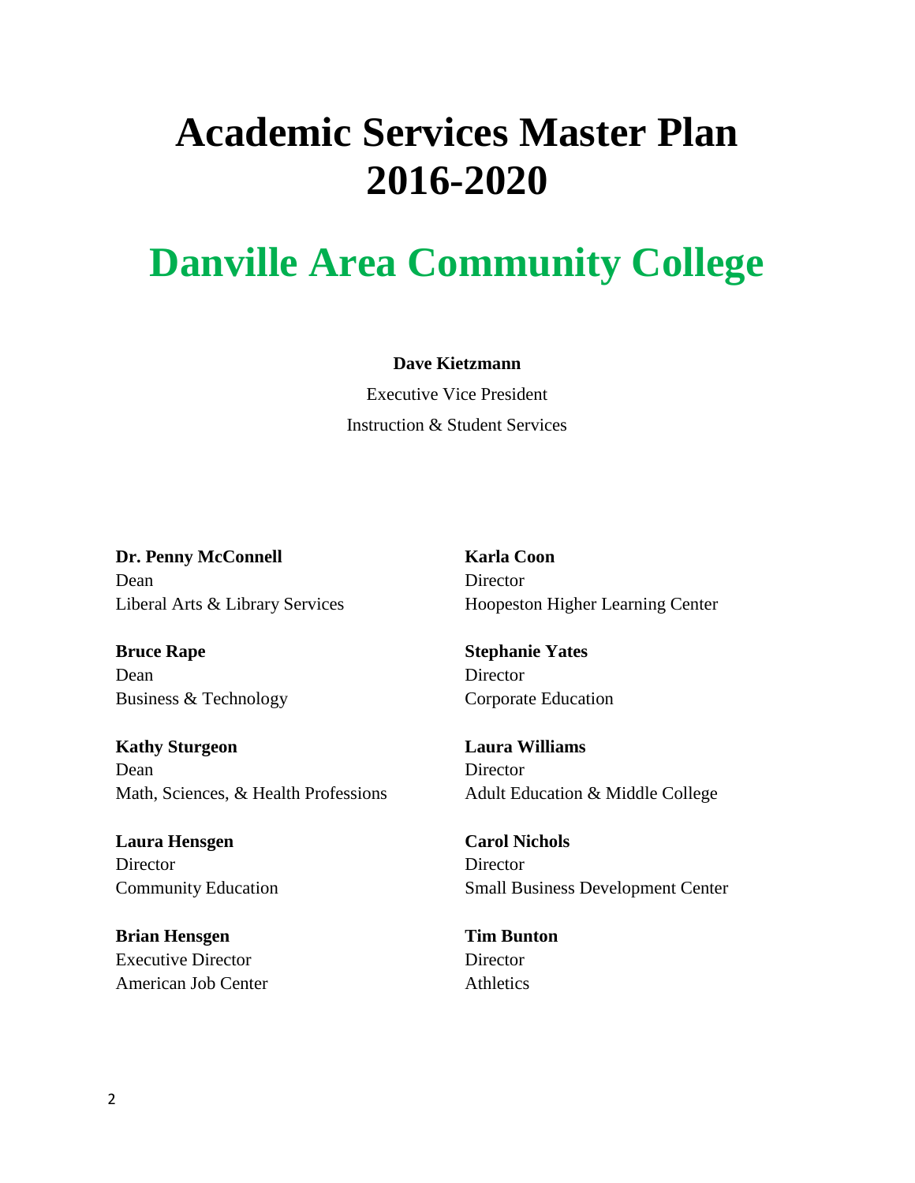# Academic Services Master Plan 2016-2020

# Danville Area Community College

**Dave Kietzmann**

Executive Vice President

Instruction & Student Services

**Dr. Penny McConnell**
Dean
Liberal Arts & Library Services

**Bruce Rape**
Dean
Business & Technology

**Kathy Sturgeon**
Dean
Math, Sciences, & Health Professions

**Laura Hensgen**
Director
Community Education

**Brian Hensgen**
Executive Director
American Job Center

**Karla Coon**
Director
Hoopeston Higher Learning Center

**Stephanie Yates**
Director
Corporate Education

**Laura Williams**
Director
Adult Education & Middle College

**Carol Nichols**
Director
Small Business Development Center

**Tim Bunton**
Director
Athletics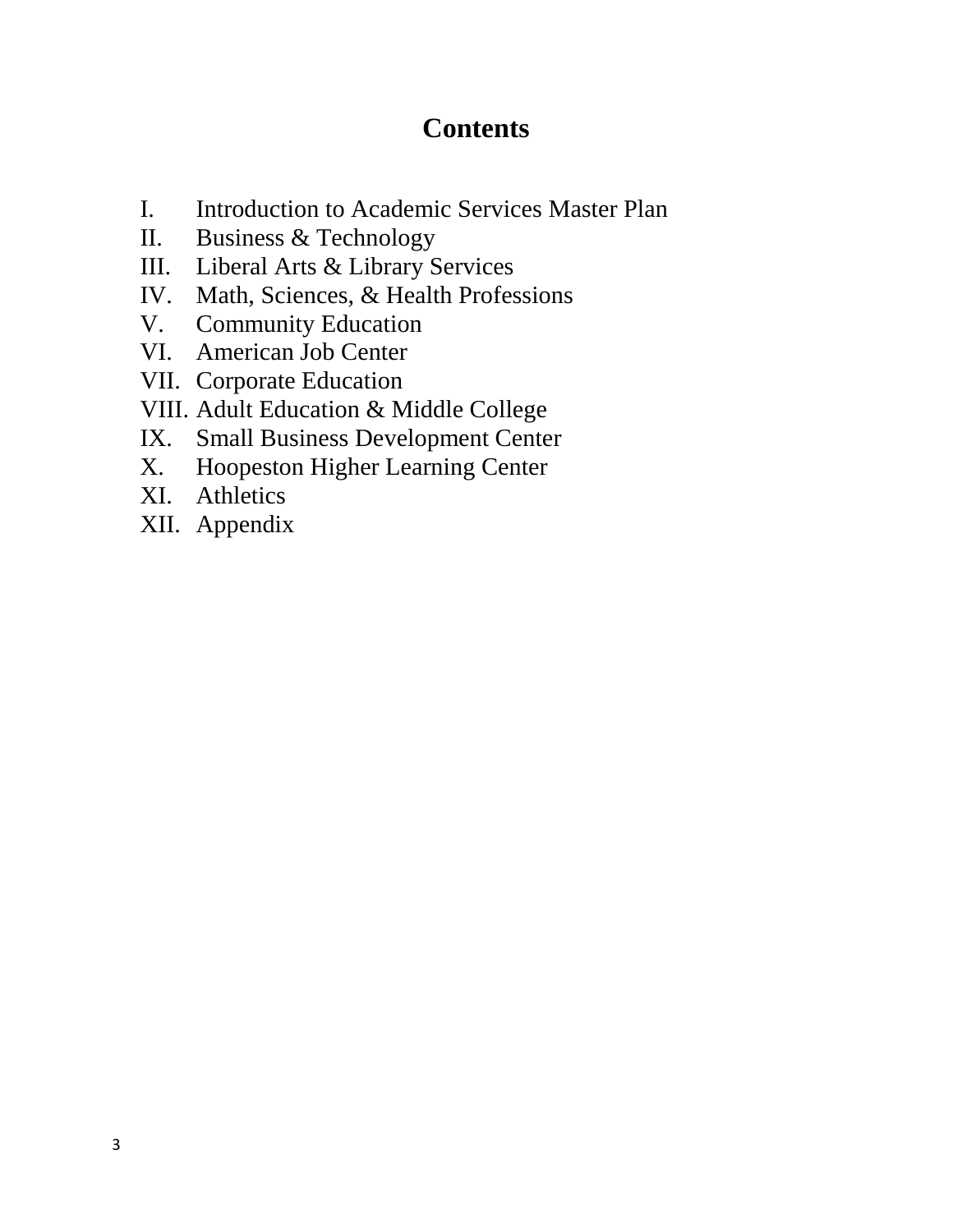# Contents

I. Introduction to Academic Services Master Plan
II. Business & Technology
III. Liberal Arts & Library Services
IV. Math, Sciences, & Health Professions
V. Community Education
VI. American Job Center
VII. Corporate Education
VIII. Adult Education & Middle College
IX. Small Business Development Center
X. Hoopeston Higher Learning Center
XI. Athletics
XII. Appendix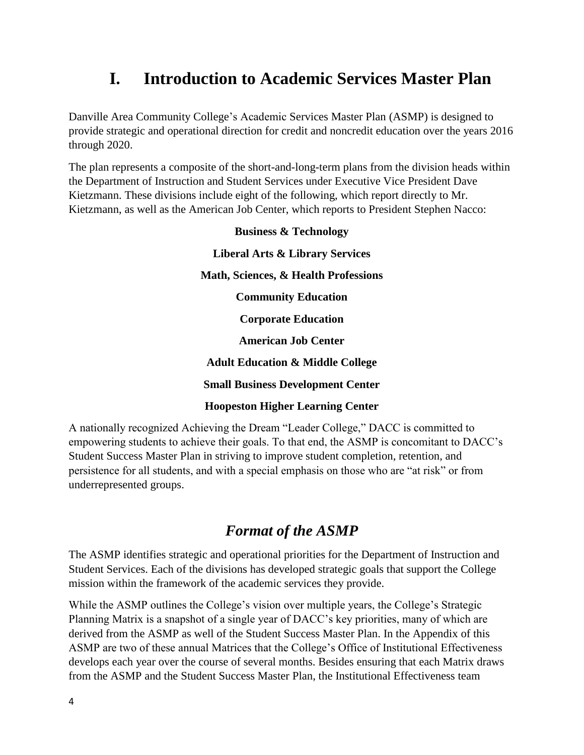# I. Introduction to Academic Services Master Plan

Danville Area Community College's Academic Services Master Plan (ASMP) is designed to provide strategic and operational direction for credit and noncredit education over the years 2016 through 2020.

The plan represents a composite of the short-and-long-term plans from the division heads within the Department of Instruction and Student Services under Executive Vice President Dave Kietzmann. These divisions include eight of the following, which report directly to Mr. Kietzmann, as well as the American Job Center, which reports to President Stephen Nacco:

**Business & Technology**

**Liberal Arts & Library Services**

**Math, Sciences, & Health Professions**

**Community Education**

**Corporate Education**

**American Job Center**

**Adult Education & Middle College**

**Small Business Development Center**

**Hoopeston Higher Learning Center**

A nationally recognized Achieving the Dream "Leader College," DACC is committed to empowering students to achieve their goals. To that end, the ASMP is concomitant to DACC's Student Success Master Plan in striving to improve student completion, retention, and persistence for all students, and with a special emphasis on those who are "at risk" or from underrepresented groups.

## *Format of the ASMP*

The ASMP identifies strategic and operational priorities for the Department of Instruction and Student Services. Each of the divisions has developed strategic goals that support the College mission within the framework of the academic services they provide.

While the ASMP outlines the College's vision over multiple years, the College's Strategic Planning Matrix is a snapshot of a single year of DACC's key priorities, many of which are derived from the ASMP as well of the Student Success Master Plan. In the Appendix of this ASMP are two of these annual Matrices that the College's Office of Institutional Effectiveness develops each year over the course of several months. Besides ensuring that each Matrix draws from the ASMP and the Student Success Master Plan, the Institutional Effectiveness team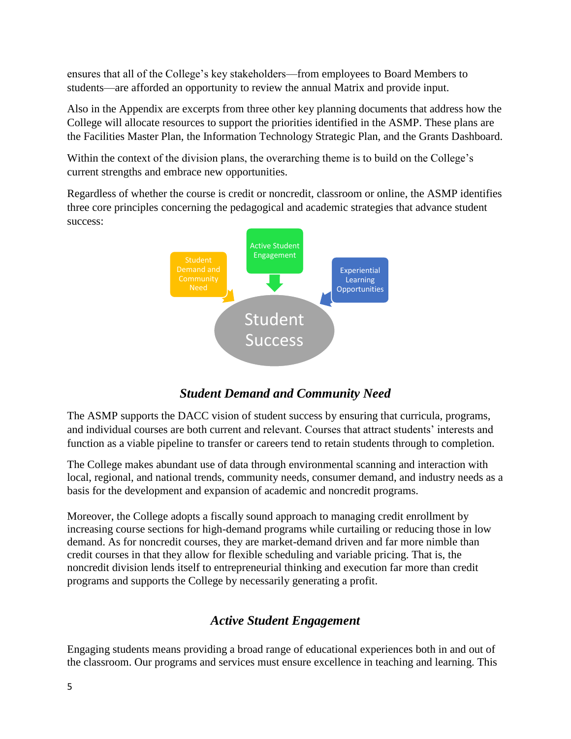ensures that all of the College's key stakeholders—from employees to Board Members to students—are afforded an opportunity to review the annual Matrix and provide input.

Also in the Appendix are excerpts from three other key planning documents that address how the College will allocate resources to support the priorities identified in the ASMP. These plans are the Facilities Master Plan, the Information Technology Strategic Plan, and the Grants Dashboard.

Within the context of the division plans, the overarching theme is to build on the College's current strengths and embrace new opportunities.

Regardless of whether the course is credit or noncredit, classroom or online, the ASMP identifies three core principles concerning the pedagogical and academic strategies that advance student success:

Student Demand and Community Need

Active Student Engagement

Experiential Learning Opportunities

Student Success

### *Student Demand and Community Need*

The ASMP supports the DACC vision of student success by ensuring that curricula, programs, and individual courses are both current and relevant. Courses that attract students' interests and function as a viable pipeline to transfer or careers tend to retain students through to completion.

The College makes abundant use of data through environmental scanning and interaction with local, regional, and national trends, community needs, consumer demand, and industry needs as a basis for the development and expansion of academic and noncredit programs.

Moreover, the College adopts a fiscally sound approach to managing credit enrollment by increasing course sections for high-demand programs while curtailing or reducing those in low demand. As for noncredit courses, they are market-demand driven and far more nimble than credit courses in that they allow for flexible scheduling and variable pricing. That is, the noncredit division lends itself to entrepreneurial thinking and execution far more than credit programs and supports the College by necessarily generating a profit.

### *Active Student Engagement*

Engaging students means providing a broad range of educational experiences both in and out of the classroom. Our programs and services must ensure excellence in teaching and learning. This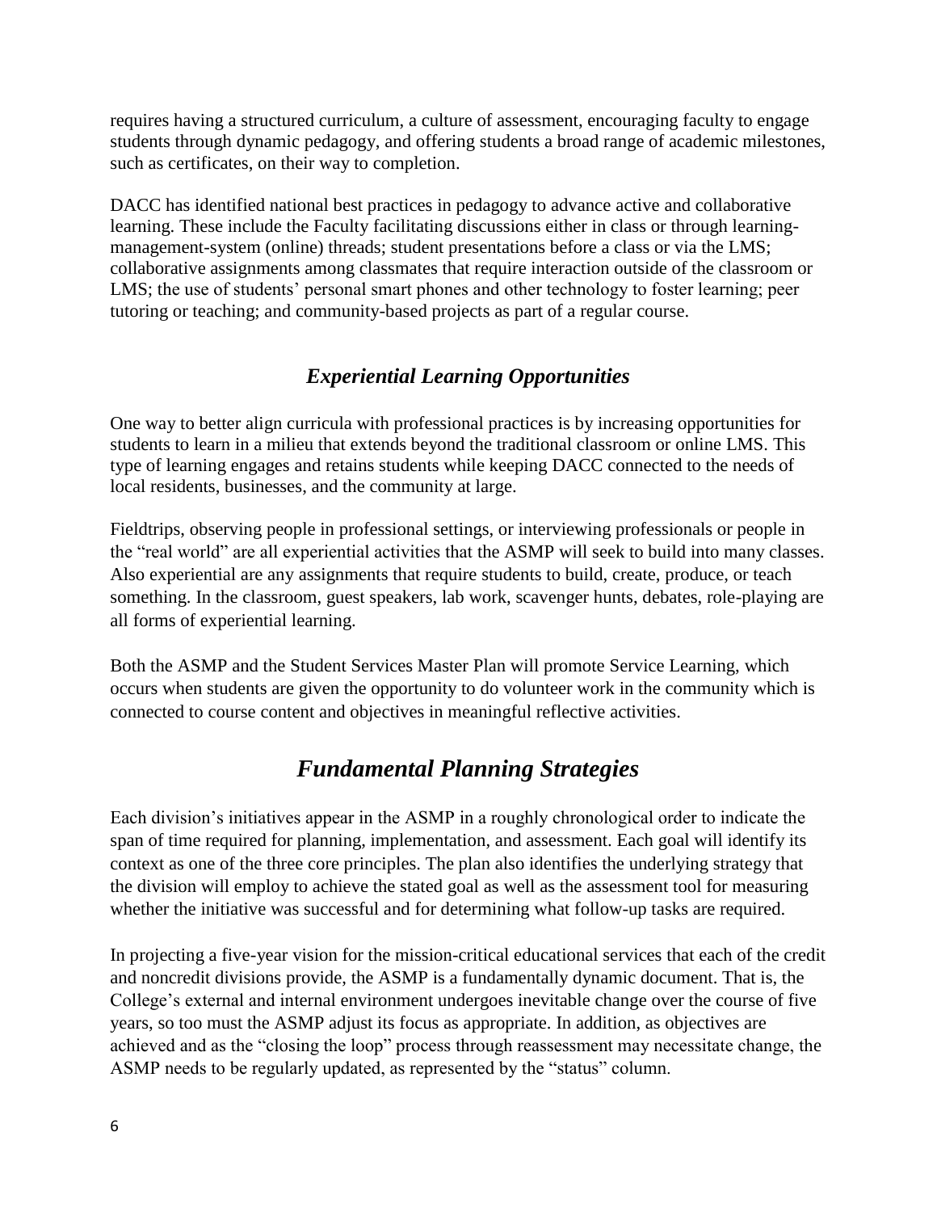requires having a structured curriculum, a culture of assessment, encouraging faculty to engage students through dynamic pedagogy, and offering students a broad range of academic milestones, such as certificates, on their way to completion.

DACC has identified national best practices in pedagogy to advance active and collaborative learning. These include the Faculty facilitating discussions either in class or through learning-management-system (online) threads; student presentations before a class or via the LMS; collaborative assignments among classmates that require interaction outside of the classroom or LMS; the use of students' personal smart phones and other technology to foster learning; peer tutoring or teaching; and community-based projects as part of a regular course.

### *Experiential Learning Opportunities*

One way to better align curricula with professional practices is by increasing opportunities for students to learn in a milieu that extends beyond the traditional classroom or online LMS. This type of learning engages and retains students while keeping DACC connected to the needs of local residents, businesses, and the community at large.

Fieldtrips, observing people in professional settings, or interviewing professionals or people in the "real world" are all experiential activities that the ASMP will seek to build into many classes. Also experiential are any assignments that require students to build, create, produce, or teach something. In the classroom, guest speakers, lab work, scavenger hunts, debates, role-playing are all forms of experiential learning.

Both the ASMP and the Student Services Master Plan will promote Service Learning, which occurs when students are given the opportunity to do volunteer work in the community which is connected to course content and objectives in meaningful reflective activities.

## *Fundamental Planning Strategies*

Each division's initiatives appear in the ASMP in a roughly chronological order to indicate the span of time required for planning, implementation, and assessment. Each goal will identify its context as one of the three core principles. The plan also identifies the underlying strategy that the division will employ to achieve the stated goal as well as the assessment tool for measuring whether the initiative was successful and for determining what follow-up tasks are required.

In projecting a five-year vision for the mission-critical educational services that each of the credit and noncredit divisions provide, the ASMP is a fundamentally dynamic document. That is, the College's external and internal environment undergoes inevitable change over the course of five years, so too must the ASMP adjust its focus as appropriate. In addition, as objectives are achieved and as the "closing the loop" process through reassessment may necessitate change, the ASMP needs to be regularly updated, as represented by the "status" column.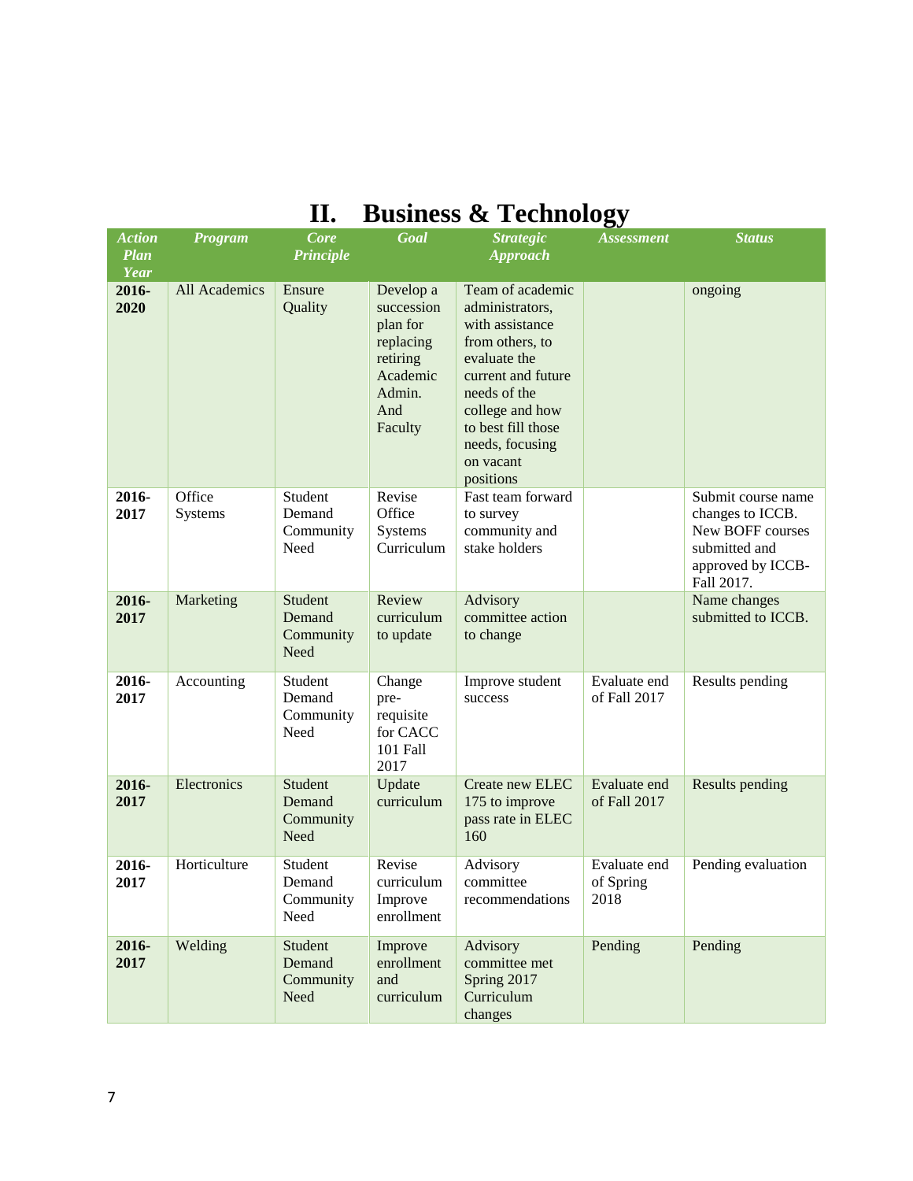# II. Business & Technology

| *Action Plan Year* | *Program* | *Core Principle* | *Goal* | *Strategic Approach* | *Assessment* | *Status* |
|---|---|---|---|---|---|---|
| **2016-2020** | All Academics | Ensure Quality | Develop a succession plan for replacing retiring Academic Admin. And Faculty | Team of academic administrators, with assistance from others, to evaluate the current and future needs of the college and how to best fill those needs, focusing on vacant positions | | ongoing |
| **2016-2017** | Office Systems | Student Demand Community Need | Revise Office Systems Curriculum | Fast team forward to survey community and stake holders | | Submit course name changes to ICCB. New BOFF courses submitted and approved by ICCB- Fall 2017. |
| **2016-2017** | Marketing | Student Demand Community Need | Review curriculum to update | Advisory committee action to change | | Name changes submitted to ICCB. |
| **2016-2017** | Accounting | Student Demand Community Need | Change pre-requisite for CACC 101 Fall 2017 | Improve student success | Evaluate end of Fall 2017 | Results pending |
| **2016-2017** | Electronics | Student Demand Community Need | Update curriculum | Create new ELEC 175 to improve pass rate in ELEC 160 | Evaluate end of Fall 2017 | Results pending |
| **2016-2017** | Horticulture | Student Demand Community Need | Revise curriculum Improve enrollment | Advisory committee recommendations | Evaluate end of Spring 2018 | Pending evaluation |
| **2016-2017** | Welding | Student Demand Community Need | Improve enrollment and curriculum | Advisory committee met Spring 2017 Curriculum changes | Pending | Pending |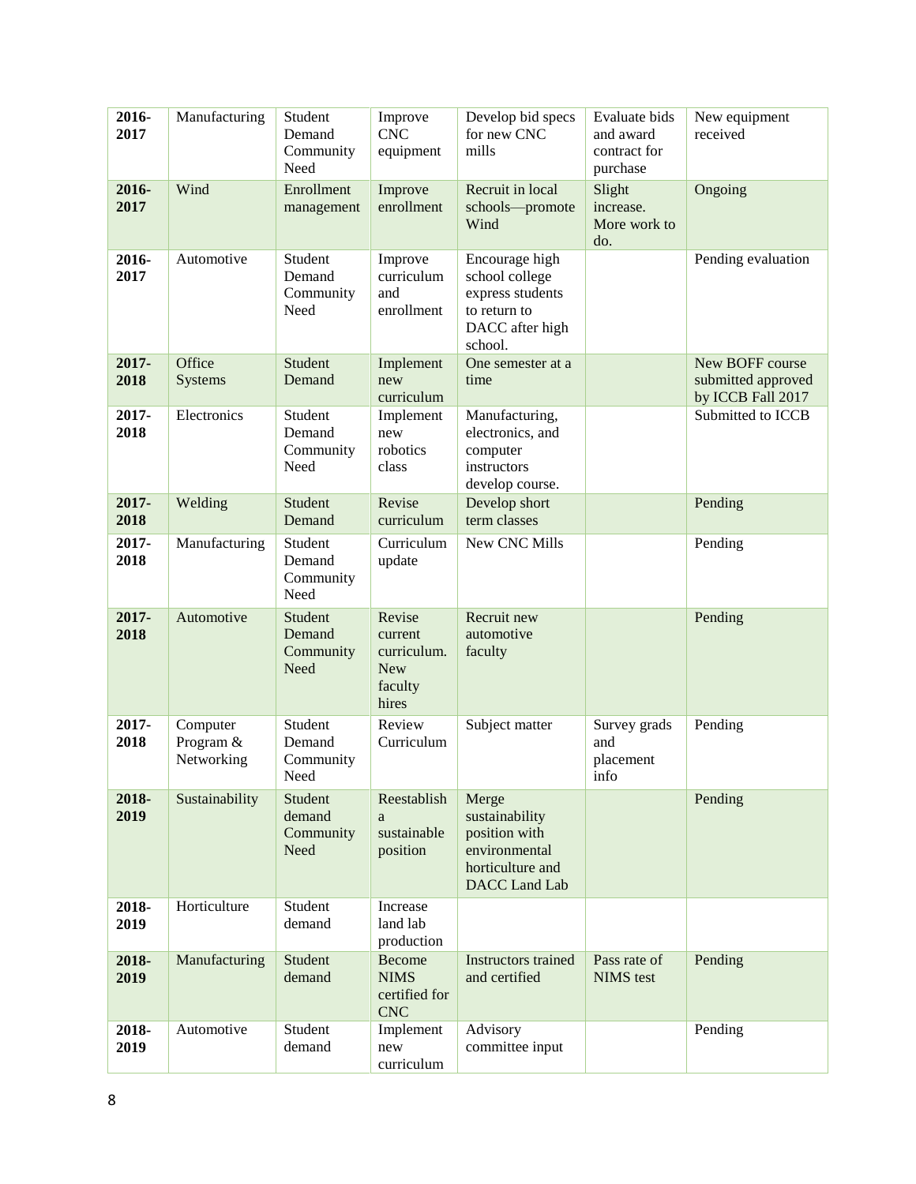| **2016-2017** | Manufacturing | Student Demand Community Need | Improve CNC equipment | Develop bid specs for new CNC mills | Evaluate bids and award contract for purchase | New equipment received |
|---|---|---|---|---|---|---|
| **2016-2017** | Wind | Enrollment management | Improve enrollment | Recruit in local schools—promote Wind | Slight increase. More work to do. | Ongoing |
| **2016-2017** | Automotive | Student Demand Community Need | Improve curriculum and enrollment | Encourage high school college express students to return to DACC after high school. | | Pending evaluation |
| **2017-2018** | Office Systems | Student Demand | Implement new curriculum | One semester at a time | | New BOFF course submitted approved by ICCB Fall 2017 |
| **2017-2018** | Electronics | Student Demand Community Need | Implement new robotics class | Manufacturing, electronics, and computer instructors develop course. | | Submitted to ICCB |
| **2017-2018** | Welding | Student Demand | Revise curriculum | Develop short term classes | | Pending |
| **2017-2018** | Manufacturing | Student Demand Community Need | Curriculum update | New CNC Mills | | Pending |
| **2017-2018** | Automotive | Student Demand Community Need | Revise current curriculum. New faculty hires | Recruit new automotive faculty | | Pending |
| **2017-2018** | Computer Program & Networking | Student Demand Community Need | Review Curriculum | Subject matter | Survey grads and placement info | Pending |
| **2018-2019** | Sustainability | Student demand Community Need | Reestablish a sustainable position | Merge sustainability position with environmental horticulture and DACC Land Lab | | Pending |
| **2018-2019** | Horticulture | Student demand | Increase land lab production | | | |
| **2018-2019** | Manufacturing | Student demand | Become NIMS certified for CNC | Instructors trained and certified | Pass rate of NIMS test | Pending |
| **2018-2019** | Automotive | Student demand | Implement new curriculum | Advisory committee input | | Pending |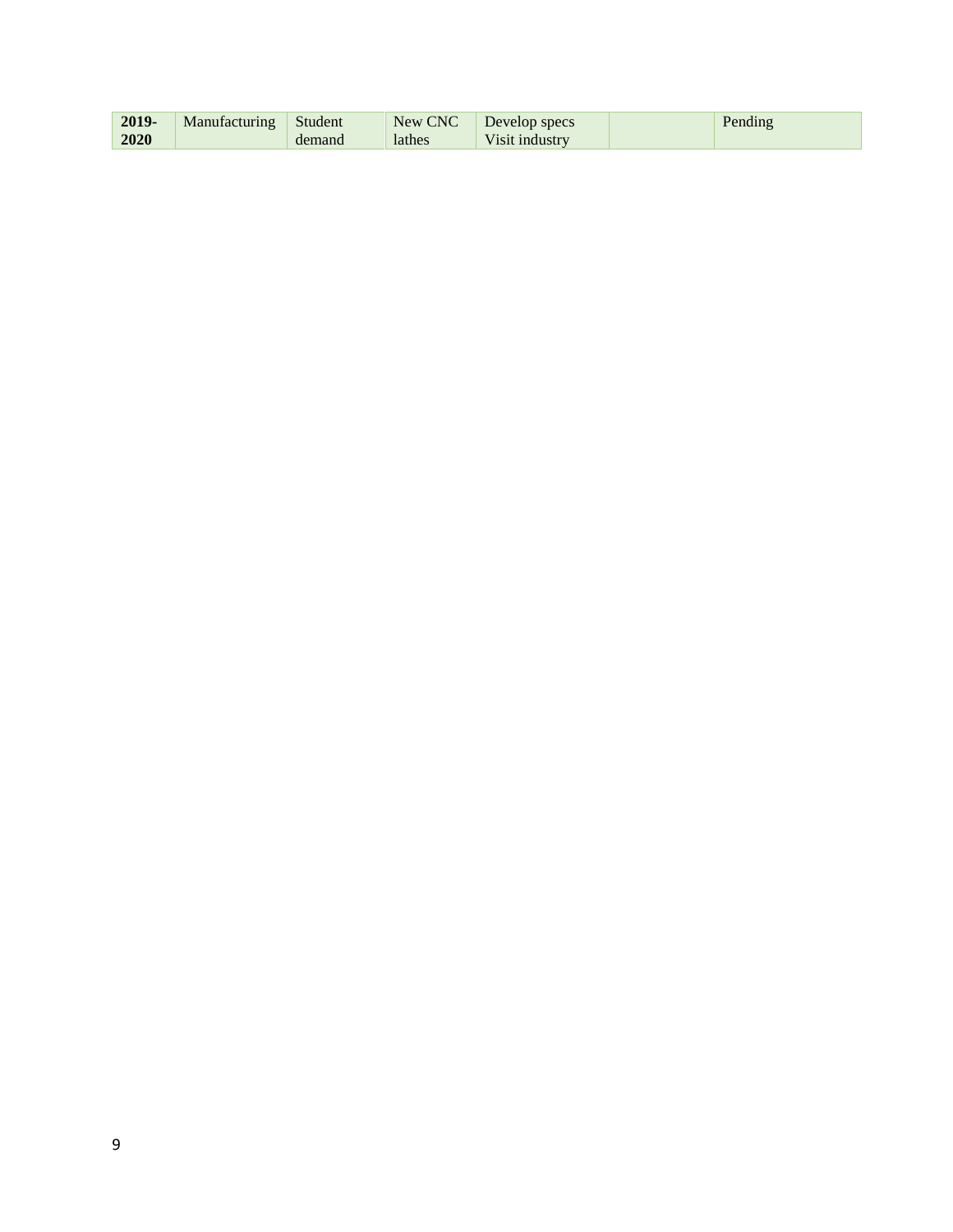| | | | | | | |
|---|---|---|---|---|---|---|
| **2019-2020** | Manufacturing | Student demand | New CNC lathes | Develop specs Visit industry | | Pending |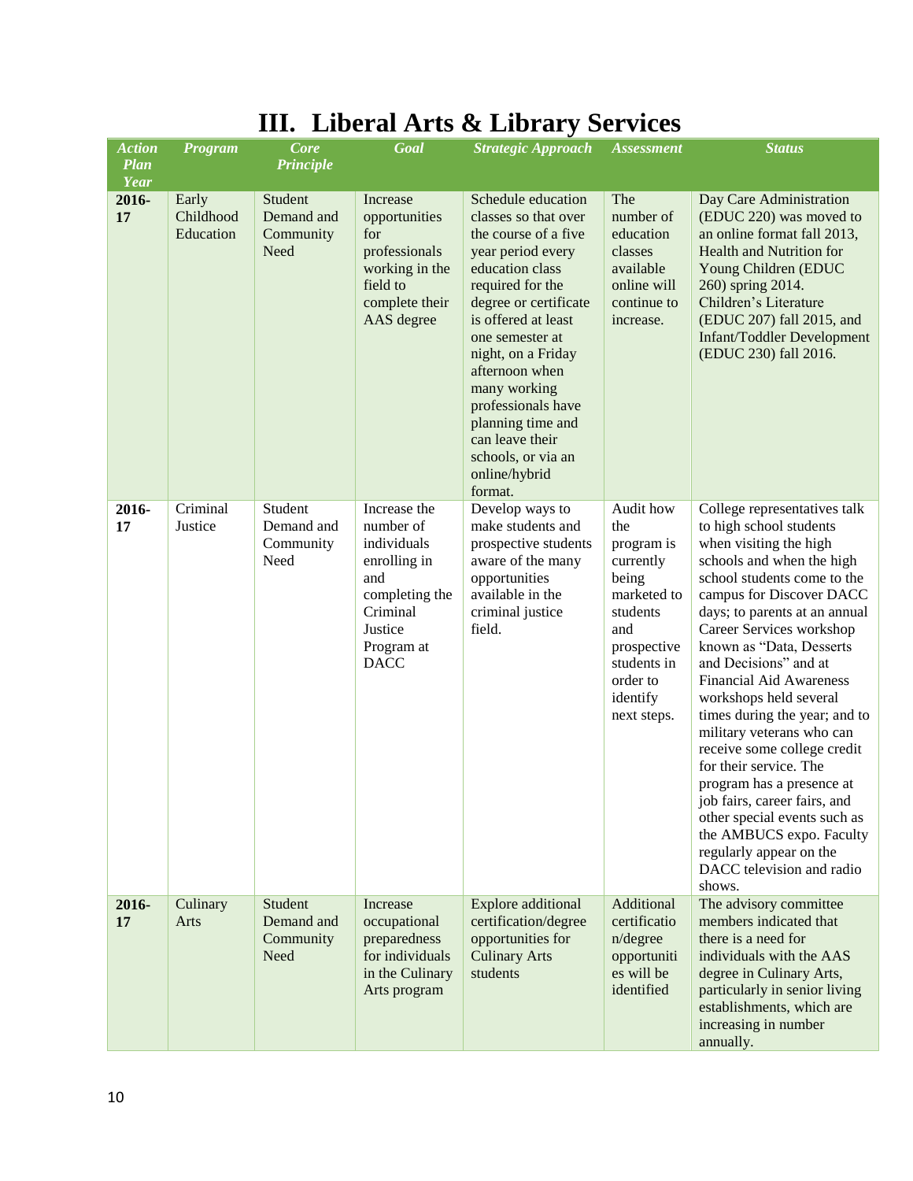# III. Liberal Arts & Library Services

| Action Plan Year | Program | Core Principle | Goal | Strategic Approach | Assessment | Status |
|---|---|---|---|---|---|---|
| **2016-17** | Early Childhood Education | Student Demand and Community Need | Increase opportunities for professionals working in the field to complete their AAS degree | Schedule education classes so that over the course of a five year period every education class required for the degree or certificate is offered at least one semester at night, on a Friday afternoon when many working professionals have planning time and can leave their schools, or via an online/hybrid format. | The number of education classes available online will continue to increase. | Day Care Administration (EDUC 220) was moved to an online format fall 2013, Health and Nutrition for Young Children (EDUC 260) spring 2014. Children's Literature (EDUC 207) fall 2015, and Infant/Toddler Development (EDUC 230) fall 2016. |
| **2016-17** | Criminal Justice | Student Demand and Community Need | Increase the number of individuals enrolling in and completing the Criminal Justice Program at DACC | Develop ways to make students and prospective students aware of the many opportunities available in the criminal justice field. | Audit how the program is currently being marketed to students and prospective students in order to identify next steps. | College representatives talk to high school students when visiting the high schools and when the high school students come to the campus for Discover DACC days; to parents at an annual Career Services workshop known as "Data, Desserts and Decisions" and at Financial Aid Awareness workshops held several times during the year; and to military veterans who can receive some college credit for their service. The program has a presence at job fairs, career fairs, and other special events such as the AMBUCS expo. Faculty regularly appear on the DACC television and radio shows. |
| **2016-17** | Culinary Arts | Student Demand and Community Need | Increase occupational preparedness for individuals in the Culinary Arts program | Explore additional certification/degree opportunities for Culinary Arts students | Additional certification/degree opportunities will be identified | The advisory committee members indicated that there is a need for individuals with the AAS degree in Culinary Arts, particularly in senior living establishments, which are increasing in number annually. |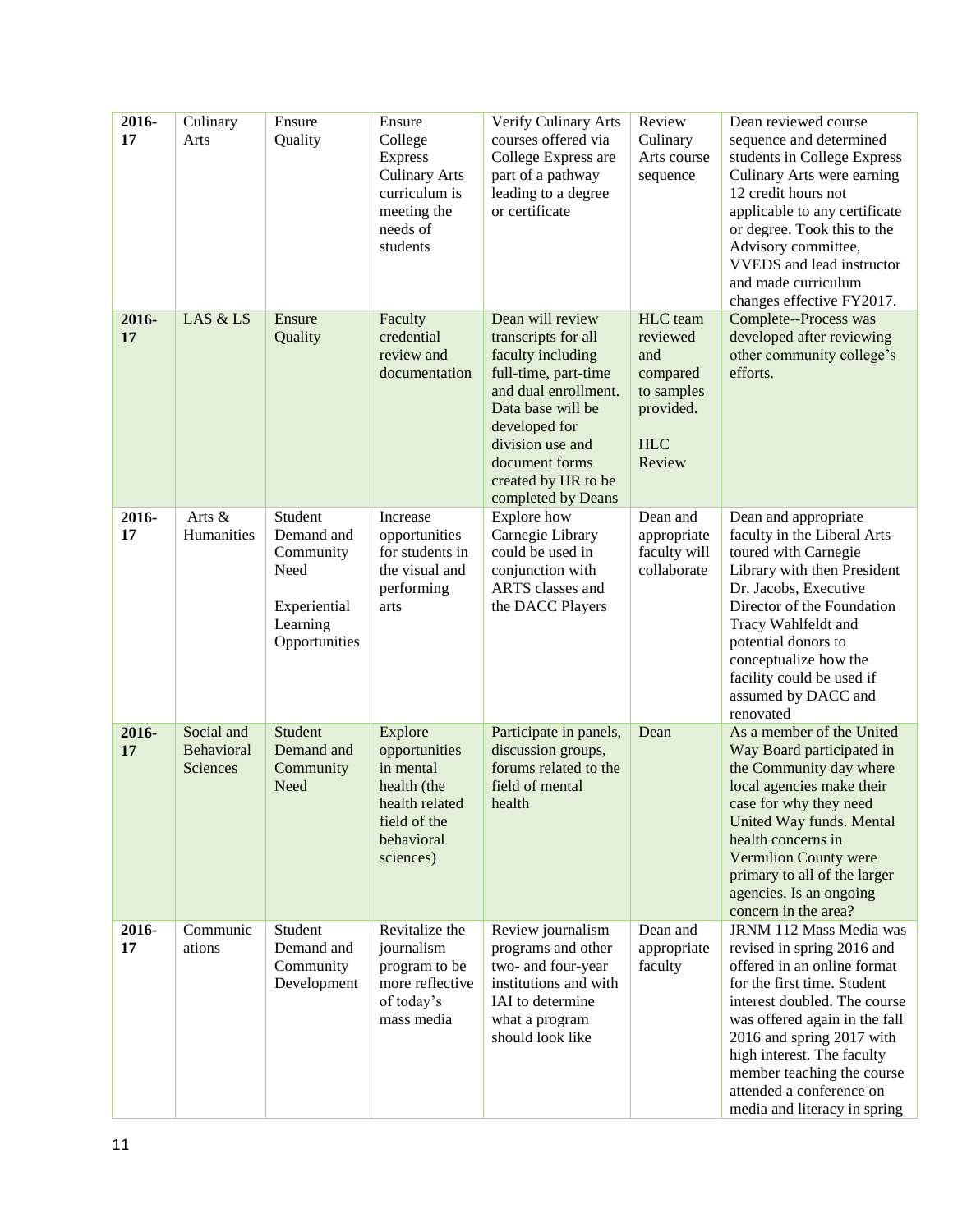| **2016-17** | Culinary Arts | Ensure Quality | Ensure College Express Culinary Arts curriculum is meeting the needs of students | Verify Culinary Arts courses offered via College Express are part of a pathway leading to a degree or certificate | Review Culinary Arts course sequence | Dean reviewed course sequence and determined students in College Express Culinary Arts were earning 12 credit hours not applicable to any certificate or degree. Took this to the Advisory committee, VVEDS and lead instructor and made curriculum changes effective FY2017. |
|---|---|---|---|---|---|---|
| **2016-17** | LAS & LS | Ensure Quality | Faculty credential review and documentation | Dean will review transcripts for all faculty including full-time, part-time and dual enrollment. Data base will be developed for division use and document forms created by HR to be completed by Deans | HLC team reviewed and compared to samples provided.<br><br>HLC Review | Complete--Process was developed after reviewing other community college's efforts. |
| **2016-17** | Arts & Humanities | Student Demand and Community Need<br><br>Experiential Learning Opportunities | Increase opportunities for students in the visual and performing arts | Explore how Carnegie Library could be used in conjunction with ARTS classes and the DACC Players | Dean and appropriate faculty will collaborate | Dean and appropriate faculty in the Liberal Arts toured with Carnegie Library with then President Dr. Jacobs, Executive Director of the Foundation Tracy Wahlfeldt and potential donors to conceptualize how the facility could be used if assumed by DACC and renovated |
| **2016-17** | Social and Behavioral Sciences | Student Demand and Community Need | Explore opportunities in mental health (the health related field of the behavioral sciences) | Participate in panels, discussion groups, forums related to the field of mental health | Dean | As a member of the United Way Board participated in the Community day where local agencies make their case for why they need United Way funds. Mental health concerns in Vermilion County were primary to all of the larger agencies. Is an ongoing concern in the area? |
| **2016-17** | Communications | Student Demand and Community Development | Revitalize the journalism program to be more reflective of today's mass media | Review journalism programs and other two- and four-year institutions and with IAI to determine what a program should look like | Dean and appropriate faculty | JRNM 112 Mass Media was revised in spring 2016 and offered in an online format for the first time. Student interest doubled. The course was offered again in the fall 2016 and spring 2017 with high interest. The faculty member teaching the course attended a conference on media and literacy in spring |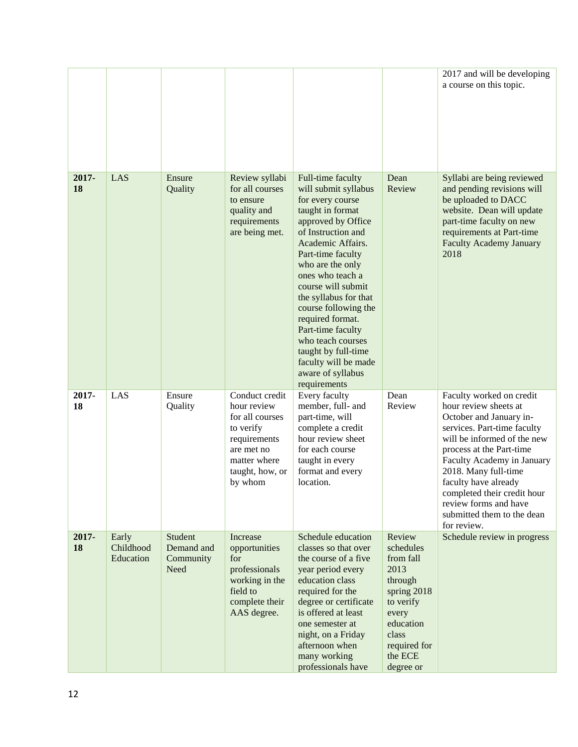| | | | | | | |
|---|---|---|---|---|---|---|
| | | | | | | 2017 and will be developing a course on this topic. |
| **2017-18** | LAS | Ensure Quality | Review syllabi for all courses to ensure quality and requirements are being met. | Full-time faculty will submit syllabus for every course taught in format approved by Office of Instruction and Academic Affairs. Part-time faculty who are the only ones who teach a course will submit the syllabus for that course following the required format. Part-time faculty who teach courses taught by full-time faculty will be made aware of syllabus requirements | Dean Review | Syllabi are being reviewed and pending revisions will be uploaded to DACC website. Dean will update part-time faculty on new requirements at Part-time Faculty Academy January 2018 |
| **2017-18** | LAS | Ensure Quality | Conduct credit hour review for all courses to verify requirements are met no matter where taught, how, or by whom | Every faculty member, full- and part-time, will complete a credit hour review sheet for each course taught in every format and every location. | Dean Review | Faculty worked on credit hour review sheets at October and January in-services. Part-time faculty will be informed of the new process at the Part-time Faculty Academy in January 2018. Many full-time faculty have already completed their credit hour review forms and have submitted them to the dean for review. |
| **2017-18** | Early Childhood Education | Student Demand and Community Need | Increase opportunities for professionals working in the field to complete their AAS degree. | Schedule education classes so that over the course of a five year period every education class required for the degree or certificate is offered at least one semester at night, on a Friday afternoon when many working professionals have | Review schedules from fall 2013 through spring 2018 to verify every education class required for the ECE degree or | Schedule review in progress |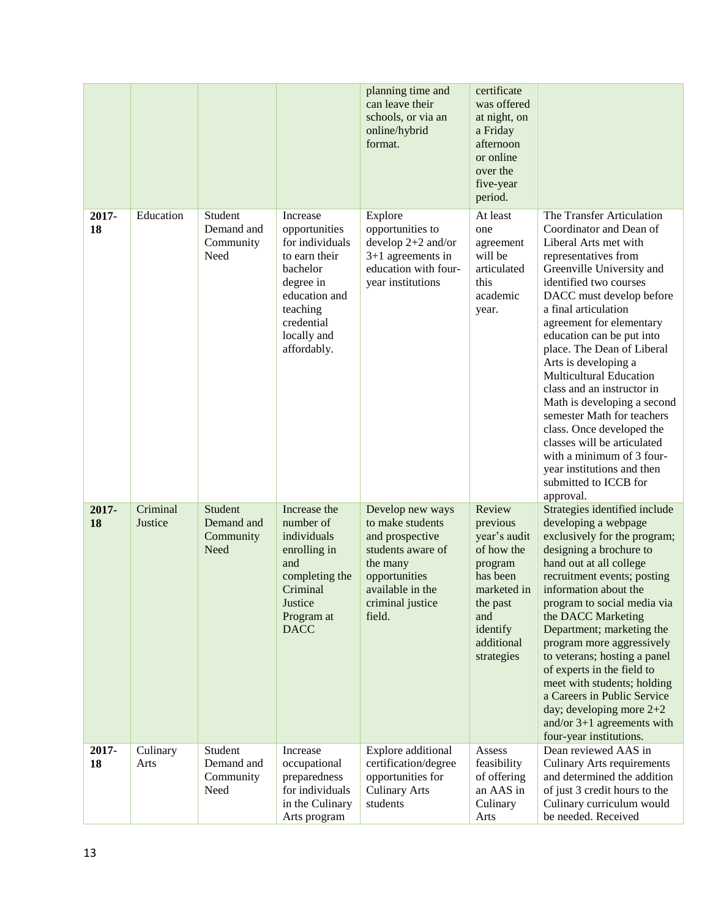| | | | | planning time and can leave their schools, or via an online/hybrid format. | certificate was offered at night, on a Friday afternoon or online over the five-year period. | |
|---|---|---|---|---|---|---|
| **2017-18** | Education | Student Demand and Community Need | Increase opportunities for individuals to earn their bachelor degree in education and teaching credential locally and affordably. | Explore opportunities to develop 2+2 and/or 3+1 agreements in education with four-year institutions | At least one agreement will be articulated this academic year. | The Transfer Articulation Coordinator and Dean of Liberal Arts met with representatives from Greenville University and identified two courses DACC must develop before a final articulation agreement for elementary education can be put into place. The Dean of Liberal Arts is developing a Multicultural Education class and an instructor in Math is developing a second semester Math for teachers class. Once developed the classes will be articulated with a minimum of 3 four-year institutions and then submitted to ICCB for approval. |
| **2017-18** | Criminal Justice | Student Demand and Community Need | Increase the number of individuals enrolling in and completing the Criminal Justice Program at DACC | Develop new ways to make students and prospective students aware of the many opportunities available in the criminal justice field. | Review previous year's audit of how the program has been marketed in the past and identify additional strategies | Strategies identified include developing a webpage exclusively for the program; designing a brochure to hand out at all college recruitment events; posting information about the program to social media via the DACC Marketing Department; marketing the program more aggressively to veterans; hosting a panel of experts in the field to meet with students; holding a Careers in Public Service day; developing more 2+2 and/or 3+1 agreements with four-year institutions. |
| **2017-18** | Culinary Arts | Student Demand and Community Need | Increase occupational preparedness for individuals in the Culinary Arts program | Explore additional certification/degree opportunities for Culinary Arts students | Assess feasibility of offering an AAS in Culinary Arts | Dean reviewed AAS in Culinary Arts requirements and determined the addition of just 3 credit hours to the Culinary curriculum would be needed. Received |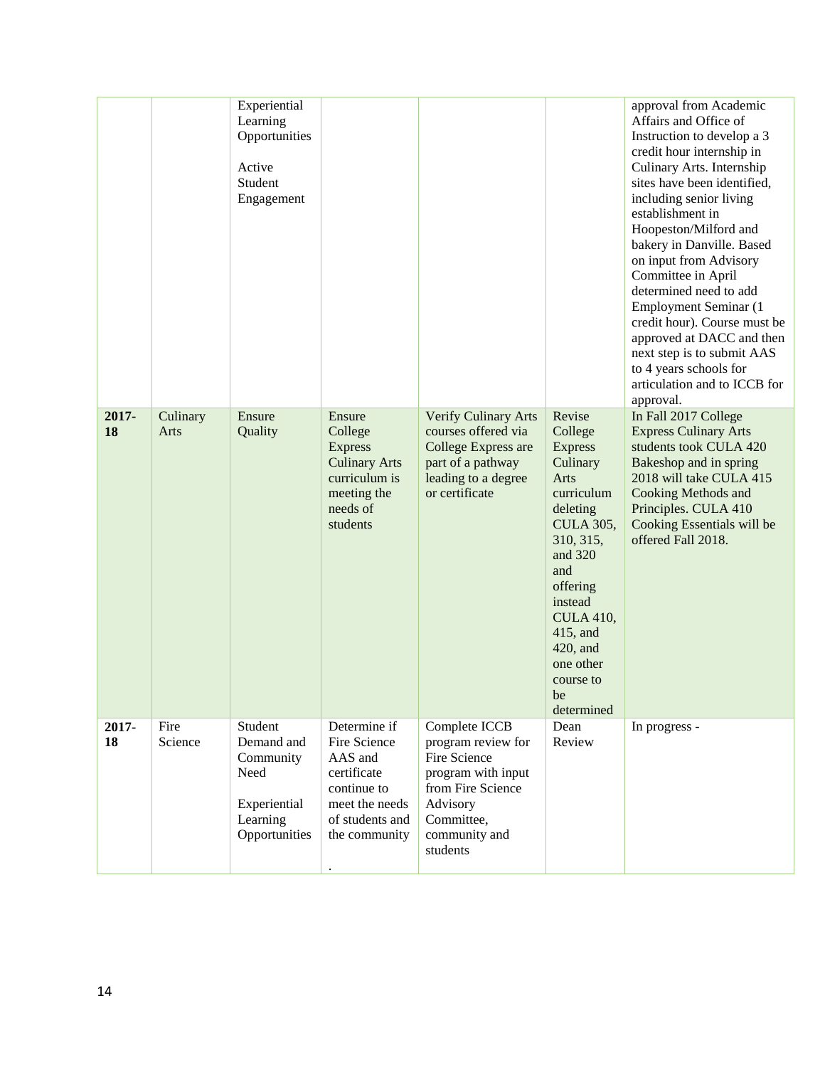| | | | | | | |
|---|---|---|---|---|---|---|
| | | Experiential Learning Opportunities<br><br>Active Student Engagement | | | | approval from Academic Affairs and Office of Instruction to develop a 3 credit hour internship in Culinary Arts. Internship sites have been identified, including senior living establishment in Hoopeston/Milford and bakery in Danville. Based on input from Advisory Committee in April determined need to add Employment Seminar (1 credit hour). Course must be approved at DACC and then next step is to submit AAS to 4 years schools for articulation and to ICCB for approval. |
| **2017-18** | Culinary Arts | Ensure Quality | Ensure College Express Culinary Arts curriculum is meeting the needs of students | Verify Culinary Arts courses offered via College Express are part of a pathway leading to a degree or certificate | Revise College Express Culinary Arts curriculum deleting CULA 305, 310, 315, and 320 and offering instead CULA 410, 415, and 420, and one other course to be determined | In Fall 2017 College Express Culinary Arts students took CULA 420 Bakeshop and in spring 2018 will take CULA 415 Cooking Methods and Principles. CULA 410 Cooking Essentials will be offered Fall 2018. |
| **2017-18** | Fire Science | Student Demand and Community Need<br><br>Experiential Learning Opportunities | Determine if Fire Science AAS and certificate continue to meet the needs of students and the community<br><br>. | Complete ICCB program review for Fire Science program with input from Fire Science Advisory Committee, community and students | Dean Review | In progress - |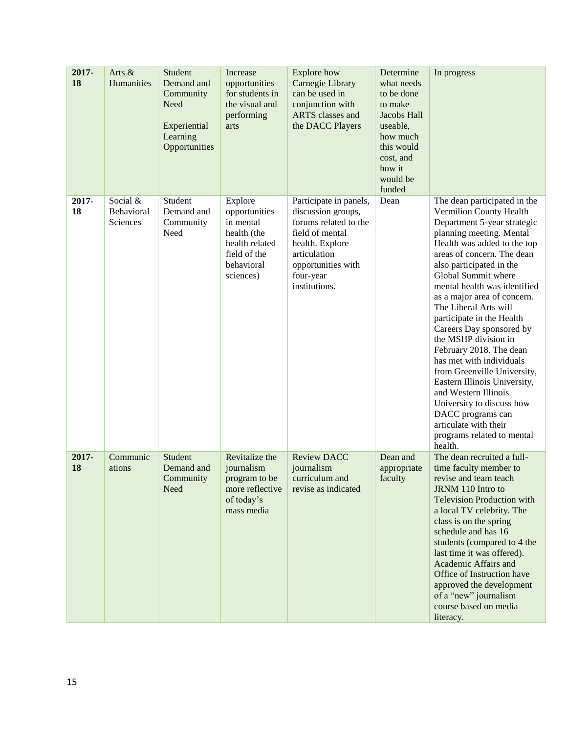| **2017-18** | Arts & Humanities | Student Demand and Community Need<br><br>Experiential Learning Opportunities | Increase opportunities for students in the visual and performing arts | Explore how Carnegie Library can be used in conjunction with ARTS classes and the DACC Players | Determine what needs to be done to make Jacobs Hall useable, how much this would cost, and how it would be funded | In progress |
|---|---|---|---|---|---|---|
| **2017-18** | Social & Behavioral Sciences | Student Demand and Community Need | Explore opportunities in mental health (the health related field of the behavioral sciences) | Participate in panels, discussion groups, forums related to the field of mental health. Explore articulation opportunities with four-year institutions. | Dean | The dean participated in the Vermilion County Health Department 5-year strategic planning meeting. Mental Health was added to the top areas of concern. The dean also participated in the Global Summit where mental health was identified as a major area of concern. The Liberal Arts will participate in the Health Careers Day sponsored by the MSHP division in February 2018. The dean has met with individuals from Greenville University, Eastern Illinois University, and Western Illinois University to discuss how DACC programs can articulate with their programs related to mental health. |
| **2017-18** | Communications | Student Demand and Community Need | Revitalize the journalism program to be more reflective of today's mass media | Review DACC journalism curriculum and revise as indicated | Dean and appropriate faculty | The dean recruited a full-time faculty member to revise and team teach JRNM 110 Intro to Television Production with a local TV celebrity. The class is on the spring schedule and has 16 students (compared to 4 the last time it was offered). Academic Affairs and Office of Instruction have approved the development of a "new" journalism course based on media literacy. |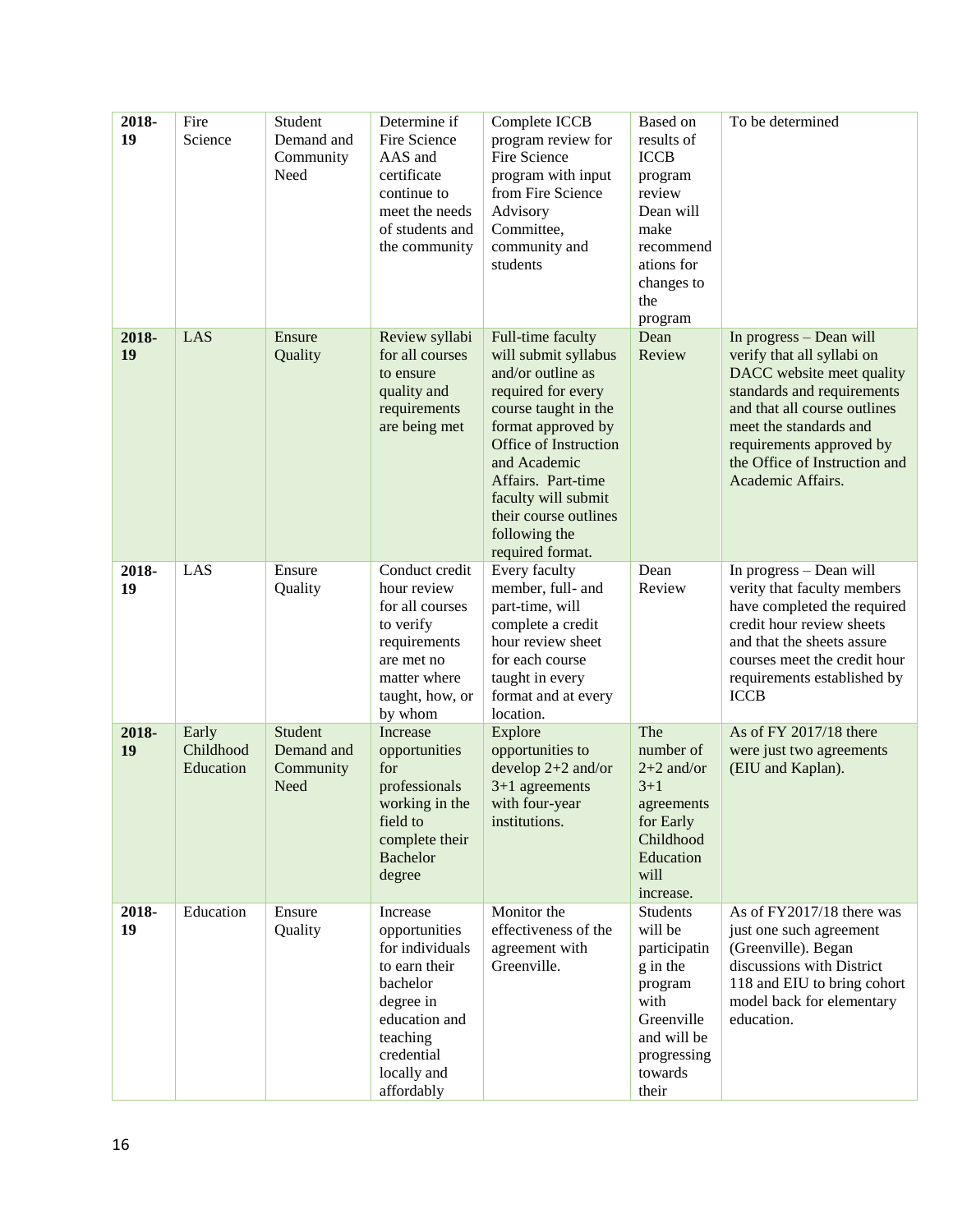| **2018-19** | Fire Science | Student Demand and Community Need | Determine if Fire Science AAS and certificate continue to meet the needs of students and the community | Complete ICCB program review for Fire Science program with input from Fire Science Advisory Committee, community and students | Based on results of ICCB program review Dean will make recommendations for changes to the program | To be determined |
|---|---|---|---|---|---|---|
| **2018-19** | LAS | Ensure Quality | Review syllabi for all courses to ensure quality and requirements are being met | Full-time faculty will submit syllabus and/or outline as required for every course taught in the format approved by Office of Instruction and Academic Affairs. Part-time faculty will submit their course outlines following the required format. | Dean Review | In progress – Dean will verify that all syllabi on DACC website meet quality standards and requirements and that all course outlines meet the standards and requirements approved by the Office of Instruction and Academic Affairs. |
| **2018-19** | LAS | Ensure Quality | Conduct credit hour review for all courses to verify requirements are met no matter where taught, how, or by whom | Every faculty member, full- and part-time, will complete a credit hour review sheet for each course taught in every format and at every location. | Dean Review | In progress – Dean will verity that faculty members have completed the required credit hour review sheets and that the sheets assure courses meet the credit hour requirements established by ICCB |
| **2018-19** | Early Childhood Education | Student Demand and Community Need | Increase opportunities for professionals working in the field to complete their Bachelor degree | Explore opportunities to develop 2+2 and/or 3+1 agreements with four-year institutions. | The number of 2+2 and/or 3+1 agreements for Early Childhood Education will increase. | As of FY 2017/18 there were just two agreements (EIU and Kaplan). |
| **2018-19** | Education | Ensure Quality | Increase opportunities for individuals to earn their bachelor degree in education and teaching credential locally and affordably | Monitor the effectiveness of the agreement with Greenville. | Students will be participating in the program with Greenville and will be progressing towards their | As of FY2017/18 there was just one such agreement (Greenville). Began discussions with District 118 and EIU to bring cohort model back for elementary education. |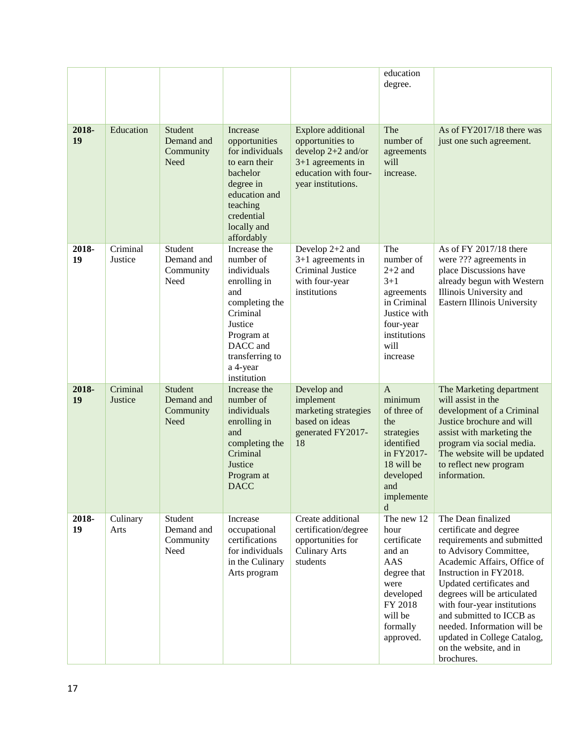| | | | | | | |
|---|---|---|---|---|---|---|
| | | | | | education degree. | |
| **2018-19** | Education | Student Demand and Community Need | Increase opportunities for individuals to earn their bachelor degree in education and teaching credential locally and affordably | Explore additional opportunities to develop 2+2 and/or 3+1 agreements in education with four-year institutions. | The number of agreements will increase. | As of FY2017/18 there was just one such agreement. |
| **2018-19** | Criminal Justice | Student Demand and Community Need | Increase the number of individuals enrolling in and completing the Criminal Justice Program at DACC and transferring to a 4-year institution | Develop 2+2 and 3+1 agreements in Criminal Justice with four-year institutions | The number of 2+2 and 3+1 agreements in Criminal Justice with four-year institutions will increase | As of FY 2017/18 there were ??? agreements in place Discussions have already begun with Western Illinois University and Eastern Illinois University |
| **2018-19** | Criminal Justice | Student Demand and Community Need | Increase the number of individuals enrolling in and completing the Criminal Justice Program at DACC | Develop and implement marketing strategies based on ideas generated FY2017-18 | A minimum of three of the strategies identified in FY2017-18 will be developed and implemented | The Marketing department will assist in the development of a Criminal Justice brochure and will assist with marketing the program via social media. The website will be updated to reflect new program information. |
| **2018-19** | Culinary Arts | Student Demand and Community Need | Increase occupational certifications for individuals in the Culinary Arts program | Create additional certification/degree opportunities for Culinary Arts students | The new 12 hour certificate and an AAS degree that were developed FY 2018 will be formally approved. | The Dean finalized certificate and degree requirements and submitted to Advisory Committee, Academic Affairs, Office of Instruction in FY2018. Updated certificates and degrees will be articulated with four-year institutions and submitted to ICCB as needed. Information will be updated in College Catalog, on the website, and in brochures. |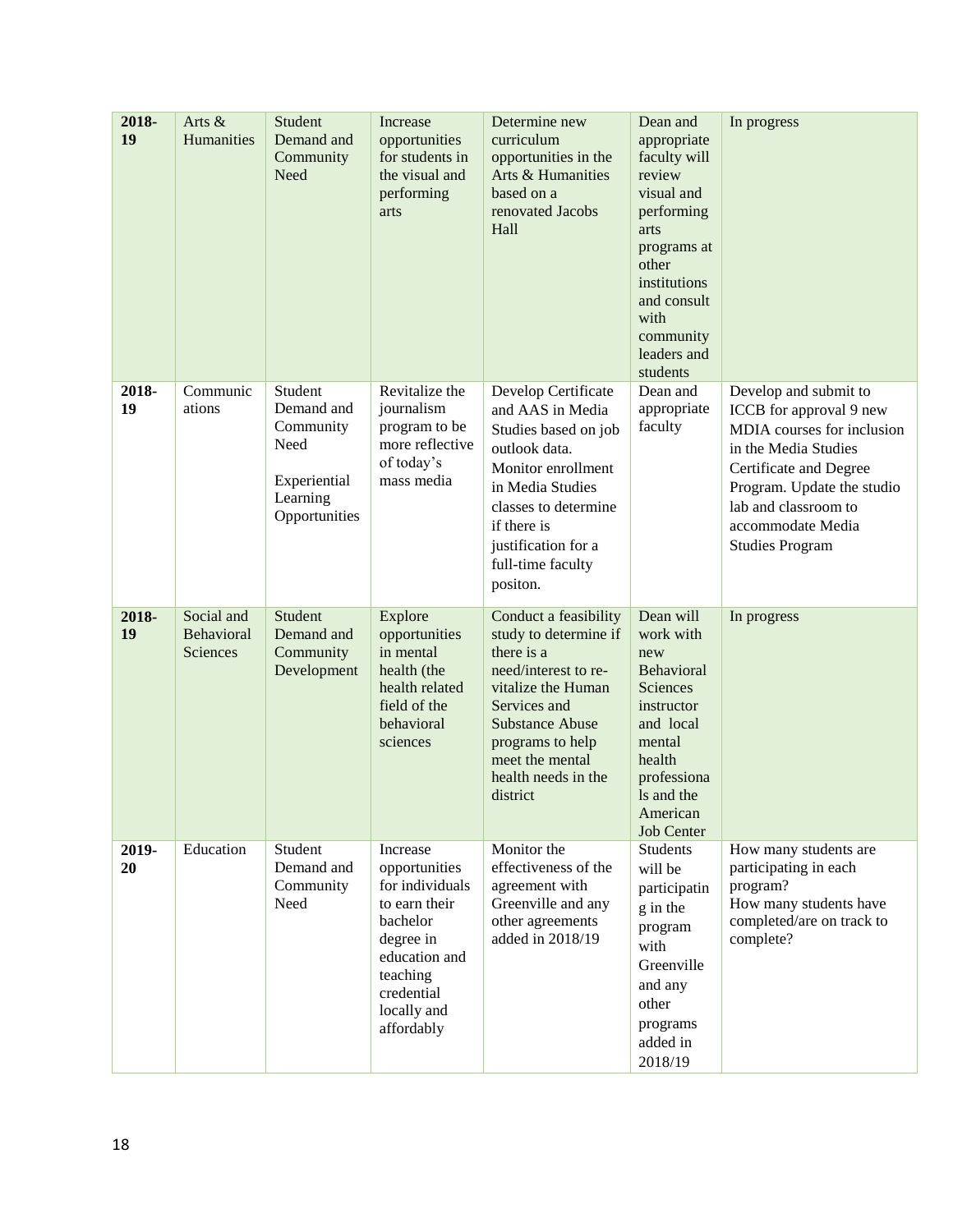| **2018-19** | Arts & Humanities | Student Demand and Community Need | Increase opportunities for students in the visual and performing arts | Determine new curriculum opportunities in the Arts & Humanities based on a renovated Jacobs Hall | Dean and appropriate faculty will review visual and performing arts programs at other institutions and consult with community leaders and students | In progress |
|---|---|---|---|---|---|---|
| **2018-19** | Communications | Student Demand and Community Need<br><br>Experiential Learning Opportunities | Revitalize the journalism program to be more reflective of today's mass media | Develop Certificate and AAS in Media Studies based on job outlook data. Monitor enrollment in Media Studies classes to determine if there is justification for a full-time faculty positon. | Dean and appropriate faculty | Develop and submit to ICCB for approval 9 new MDIA courses for inclusion in the Media Studies Certificate and Degree Program. Update the studio lab and classroom to accommodate Media Studies Program |
| **2018-19** | Social and Behavioral Sciences | Student Demand and Community Development | Explore opportunities in mental health (the health related field of the behavioral sciences | Conduct a feasibility study to determine if there is a need/interest to re-vitalize the Human Services and Substance Abuse programs to help meet the mental health needs in the district | Dean will work with new Behavioral Sciences instructor and local mental health professionals and the American Job Center | In progress |
| **2019-20** | Education | Student Demand and Community Need | Increase opportunities for individuals to earn their bachelor degree in education and teaching credential locally and affordably | Monitor the effectiveness of the agreement with Greenville and any other agreements added in 2018/19 | Students will be participating in the program with Greenville and any other programs added in 2018/19 | How many students are participating in each program?<br>How many students have completed/are on track to complete? |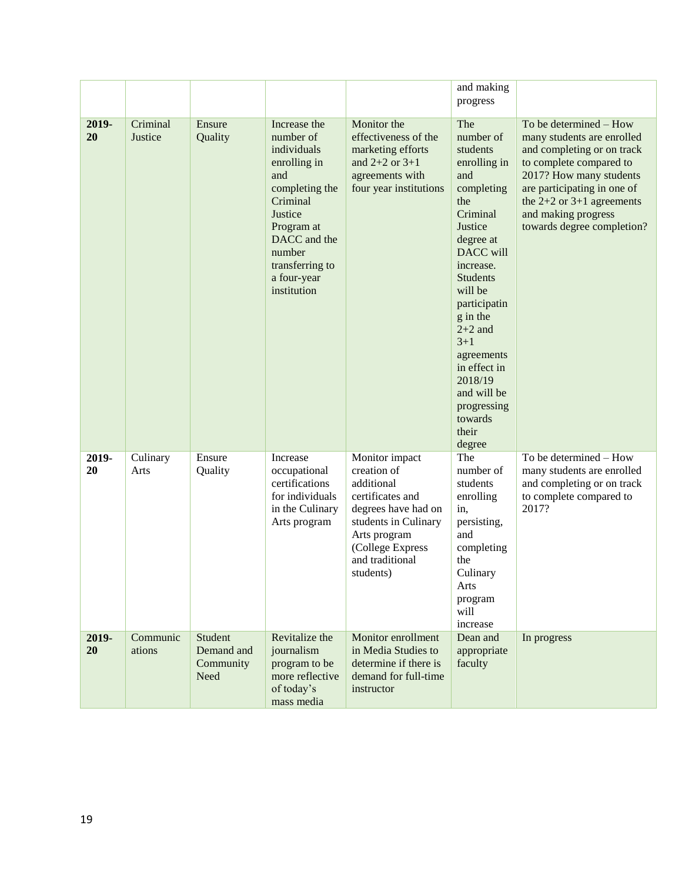| | | | | | and making progress | |
|---|---|---|---|---|---|---|
| **2019-20** | Criminal Justice | Ensure Quality | Increase the number of individuals enrolling in and completing the Criminal Justice Program at DACC and the number transferring to a four-year institution | Monitor the effectiveness of the marketing efforts and 2+2 or 3+1 agreements with four year institutions | The number of students enrolling in and completing the Criminal Justice degree at DACC will increase. Students will be participating in the 2+2 and 3+1 agreements in effect in 2018/19 and will be progressing towards their degree | To be determined – How many students are enrolled and completing or on track to complete compared to 2017? How many students are participating in one of the 2+2 or 3+1 agreements and making progress towards degree completion? |
| **2019-20** | Culinary Arts | Ensure Quality | Increase occupational certifications for individuals in the Culinary Arts program | Monitor impact creation of additional certificates and degrees have had on students in Culinary Arts program (College Express and traditional students) | The number of students enrolling in, persisting, and completing the Culinary Arts program will increase | To be determined – How many students are enrolled and completing or on track to complete compared to 2017? |
| **2019-20** | Communications | Student Demand and Community Need | Revitalize the journalism program to be more reflective of today's mass media | Monitor enrollment in Media Studies to determine if there is demand for full-time instructor | Dean and appropriate faculty | In progress |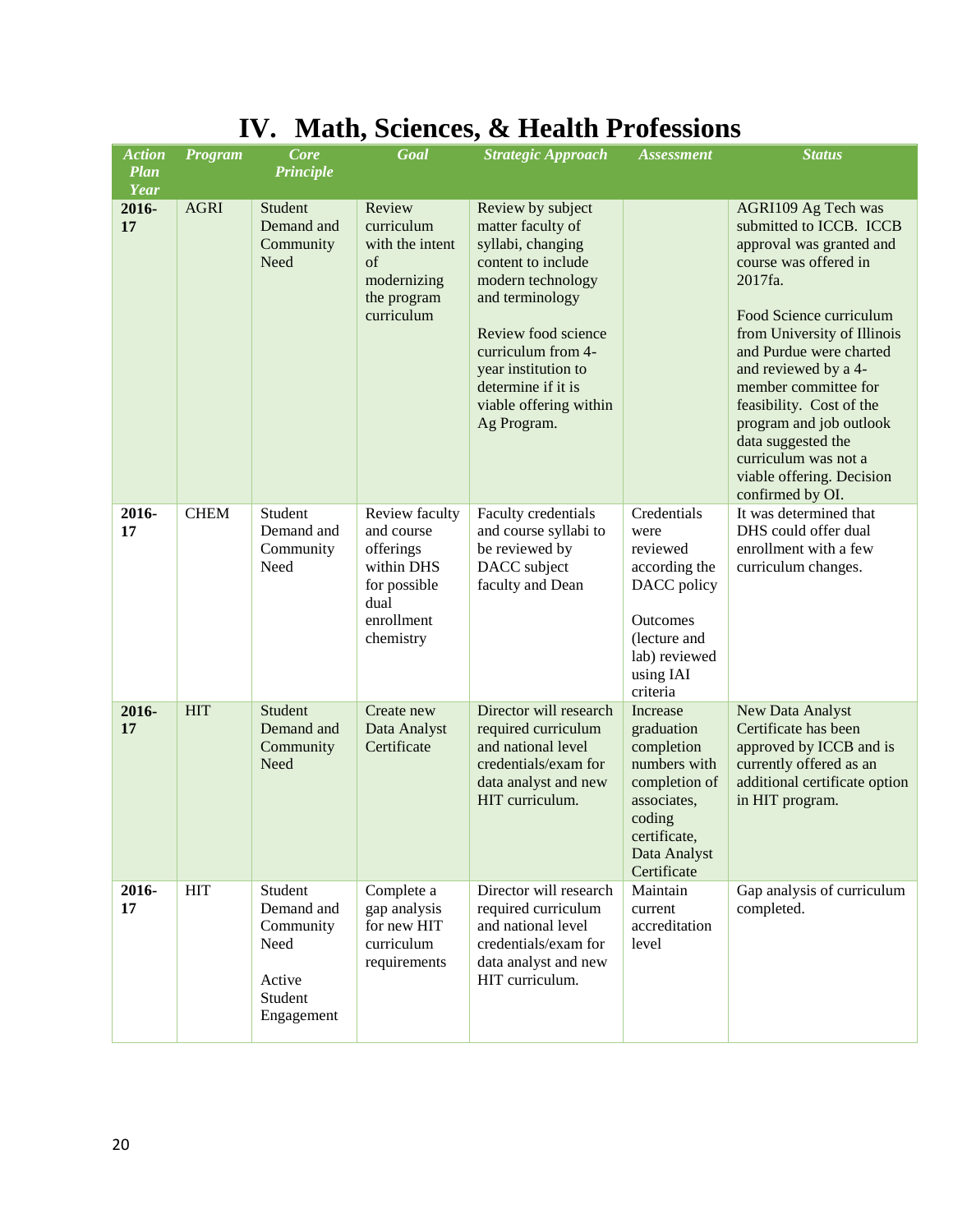# IV. Math, Sciences, & Health Professions

| Action Plan Year | Program | Core Principle | Goal | Strategic Approach | Assessment | Status |
|---|---|---|---|---|---|---|
| **2016-17** | AGRI | Student Demand and Community Need | Review curriculum with the intent of modernizing the program curriculum | Review by subject matter faculty of syllabi, changing content to include modern technology and terminology<br><br>Review food science curriculum from 4-year institution to determine if it is viable offering within Ag Program. | | AGRI109 Ag Tech was submitted to ICCB. ICCB approval was granted and course was offered in 2017fa.<br><br>Food Science curriculum from University of Illinois and Purdue were charted and reviewed by a 4-member committee for feasibility. Cost of the program and job outlook data suggested the curriculum was not a viable offering. Decision confirmed by OI. |
| **2016-17** | CHEM | Student Demand and Community Need | Review faculty and course offerings within DHS for possible dual enrollment chemistry | Faculty credentials and course syllabi to be reviewed by DACC subject faculty and Dean | Credentials were reviewed according the DACC policy<br><br>Outcomes (lecture and lab) reviewed using IAI criteria | It was determined that DHS could offer dual enrollment with a few curriculum changes. |
| **2016-17** | HIT | Student Demand and Community Need | Create new Data Analyst Certificate | Director will research required curriculum and national level credentials/exam for data analyst and new HIT curriculum. | Increase graduation completion numbers with completion of associates, coding certificate, Data Analyst Certificate | New Data Analyst Certificate has been approved by ICCB and is currently offered as an additional certificate option in HIT program. |
| **2016-17** | HIT | Student Demand and Community Need<br><br>Active Student Engagement | Complete a gap analysis for new HIT curriculum requirements | Director will research required curriculum and national level credentials/exam for data analyst and new HIT curriculum. | Maintain current accreditation level | Gap analysis of curriculum completed. |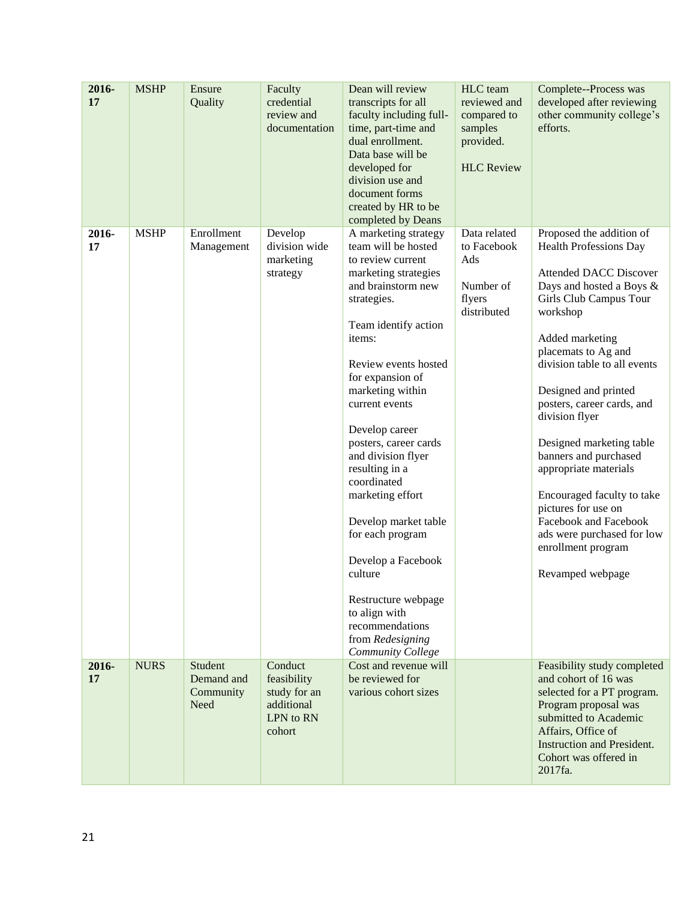| **2016-17** | MSHP | Ensure Quality | Faculty credential review and documentation | Dean will review transcripts for all faculty including full-time, part-time and dual enrollment. Data base will be developed for division use and document forms created by HR to be completed by Deans | HLC team reviewed and compared to samples provided.<br><br>HLC Review | Complete--Process was developed after reviewing other community college's efforts. |
|---|---|---|---|---|---|---|
| **2016-17** | MSHP | Enrollment Management | Develop division wide marketing strategy | A marketing strategy team will be hosted to review current marketing strategies and brainstorm new strategies.<br><br>Team identify action items:<br><br>Review events hosted for expansion of marketing within current events<br><br>Develop career posters, career cards and division flyer resulting in a coordinated marketing effort<br><br>Develop market table for each program<br><br>Develop a Facebook culture<br><br>Restructure webpage to align with recommendations from *Redesigning Community College* | Data related to Facebook Ads<br><br>Number of flyers distributed | Proposed the addition of Health Professions Day<br><br>Attended DACC Discover Days and hosted a Boys & Girls Club Campus Tour workshop<br><br>Added marketing placemats to Ag and division table to all events<br><br>Designed and printed posters, career cards, and division flyer<br><br>Designed marketing table banners and purchased appropriate materials<br><br>Encouraged faculty to take pictures for use on Facebook and Facebook ads were purchased for low enrollment program<br><br>Revamped webpage |
| **2016-17** | NURS | Student Demand and Community Need | Conduct feasibility study for an additional LPN to RN cohort | Cost and revenue will be reviewed for various cohort sizes | | Feasibility study completed and cohort of 16 was selected for a PT program. Program proposal was submitted to Academic Affairs, Office of Instruction and President. Cohort was offered in 2017fa. |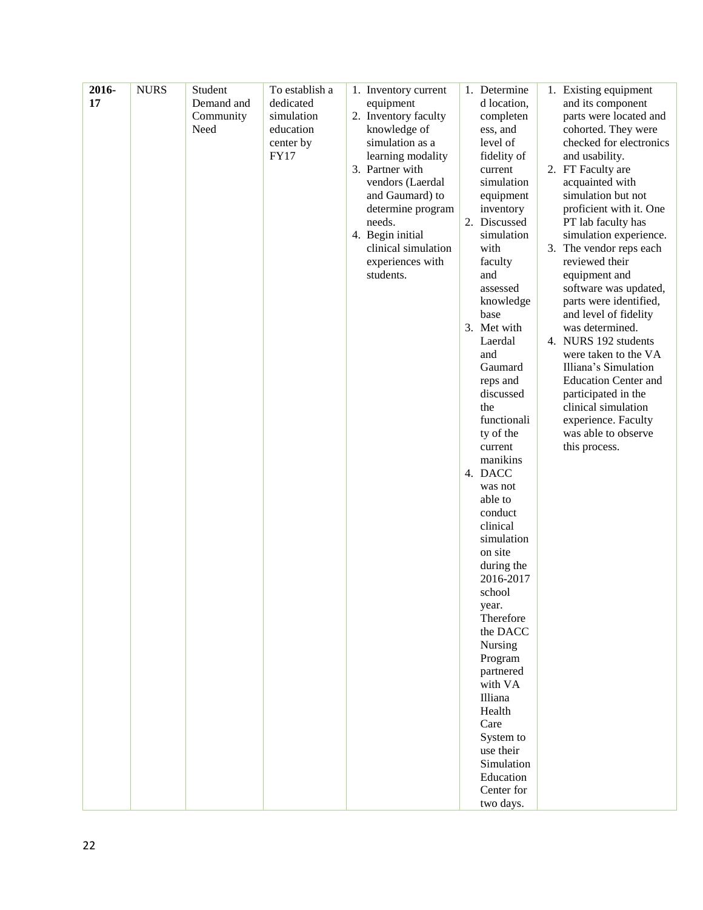| 2016-17 | NURS | Student Demand and Community Need | To establish a dedicated simulation education center by FY17 | 1. Inventory current equipment<br>2. Inventory faculty knowledge of simulation as a learning modality<br>3. Partner with vendors (Laerdal and Gaumard) to determine program needs.<br>4. Begin initial clinical simulation experiences with students. | 1. Determined location, completeness, and level of fidelity of current simulation equipment inventory<br>2. Discussed simulation with faculty and assessed knowledge base<br>3. Met with Laerdal and Gaumard reps and discussed the functionality of the current manikins<br>4. DACC was not able to conduct clinical simulation on site during the 2016-2017 school year. Therefore the DACC Nursing Program partnered with VA Illiana Health Care System to use their Simulation Education Center for two days. | 1. Existing equipment and its component parts were located and cohorted. They were checked for electronics and usability.<br>2. FT Faculty are acquainted with simulation but not proficient with it. One PT lab faculty has simulation experience.<br>3. The vendor reps each reviewed their equipment and software was updated, parts were identified, and level of fidelity was determined.<br>4. NURS 192 students were taken to the VA Illiana's Simulation Education Center and participated in the clinical simulation experience. Faculty was able to observe this process. |
|---|---|---|---|---|---|---|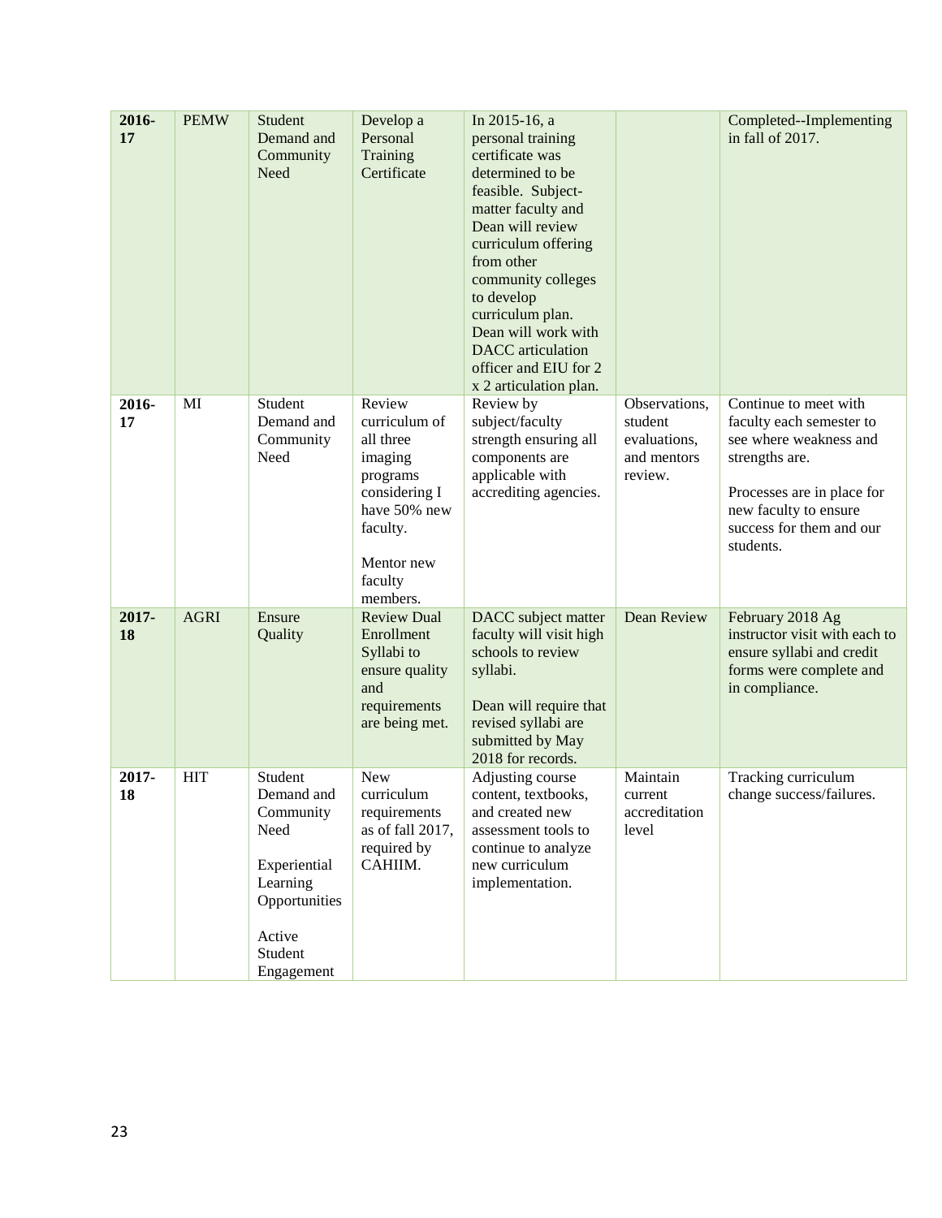| **2016-17** | PEMW | Student Demand and Community Need | Develop a Personal Training Certificate | In 2015-16, a personal training certificate was determined to be feasible. Subject-matter faculty and Dean will review curriculum offering from other community colleges to develop curriculum plan. Dean will work with DACC articulation officer and EIU for 2 x 2 articulation plan. | | Completed--Implementing in fall of 2017. |
|---|---|---|---|---|---|---|
| **2016-17** | MI | Student Demand and Community Need | Review curriculum of all three imaging programs considering I have 50% new faculty.<br><br>Mentor new faculty members. | Review by subject/faculty strength ensuring all components are applicable with accrediting agencies. | Observations, student evaluations, and mentors review. | Continue to meet with faculty each semester to see where weakness and strengths are.<br><br>Processes are in place for new faculty to ensure success for them and our students. |
| **2017-18** | AGRI | Ensure Quality | Review Dual Enrollment Syllabi to ensure quality and requirements are being met. | DACC subject matter faculty will visit high schools to review syllabi.<br><br>Dean will require that revised syllabi are submitted by May 2018 for records. | Dean Review | February 2018 Ag instructor visit with each to ensure syllabi and credit forms were complete and in compliance. |
| **2017-18** | HIT | Student Demand and Community Need<br><br>Experiential Learning Opportunities<br><br>Active Student Engagement | New curriculum requirements as of fall 2017, required by CAHIIM. | Adjusting course content, textbooks, and created new assessment tools to continue to analyze new curriculum implementation. | Maintain current accreditation level | Tracking curriculum change success/failures. |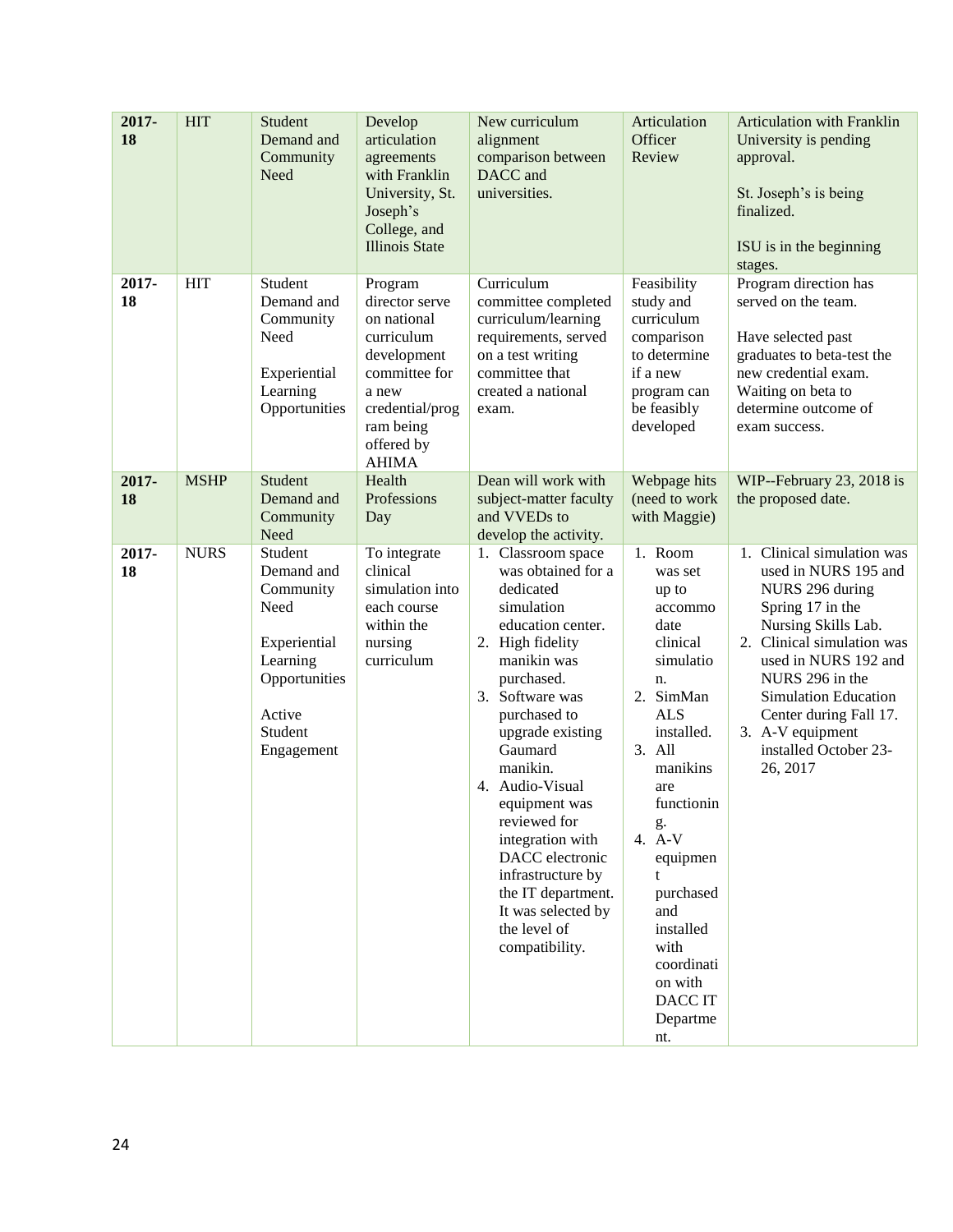| 2017-18 | HIT | Student Demand and Community Need | Develop articulation agreements with Franklin University, St. Joseph's College, and Illinois State | New curriculum alignment comparison between DACC and universities. | Articulation Officer Review | Articulation with Franklin University is pending approval.<br><br>St. Joseph's is being finalized.<br><br>ISU is in the beginning stages. |
|---|---|---|---|---|---|---|
| 2017-18 | HIT | Student Demand and Community Need<br><br>Experiential Learning Opportunities | Program director serve on national curriculum development committee for a new credential/program being offered by AHIMA | Curriculum committee completed curriculum/learning requirements, served on a test writing committee that created a national exam. | Feasibility study and curriculum comparison to determine if a new program can be feasibly developed | Program direction has served on the team.<br><br>Have selected past graduates to beta-test the new credential exam. Waiting on beta to determine outcome of exam success. |
| 2017-18 | MSHP | Student Demand and Community Need | Health Professions Day | Dean will work with subject-matter faculty and VVEDs to develop the activity. | Webpage hits (need to work with Maggie) | WIP--February 23, 2018 is the proposed date. |
| 2017-18 | NURS | Student Demand and Community Need<br><br>Experiential Learning Opportunities<br><br>Active Student Engagement | To integrate clinical simulation into each course within the nursing curriculum | 1. Classroom space was obtained for a dedicated simulation education center.<br>2. High fidelity manikin was purchased.<br>3. Software was purchased to upgrade existing Gaumard manikin.<br>4. Audio-Visual equipment was reviewed for integration with DACC electronic infrastructure by the IT department. It was selected by the level of compatibility. | 1. Room was set up to accommodate clinical simulation.<br>2. SimMan ALS installed.<br>3. All manikins are functioning.<br>4. A-V equipment purchased and installed with coordination with DACC IT Department. | 1. Clinical simulation was used in NURS 195 and NURS 296 during Spring 17 in the Nursing Skills Lab.<br>2. Clinical simulation was used in NURS 192 and NURS 296 in the Simulation Education Center during Fall 17.<br>3. A-V equipment installed October 23-26, 2017 |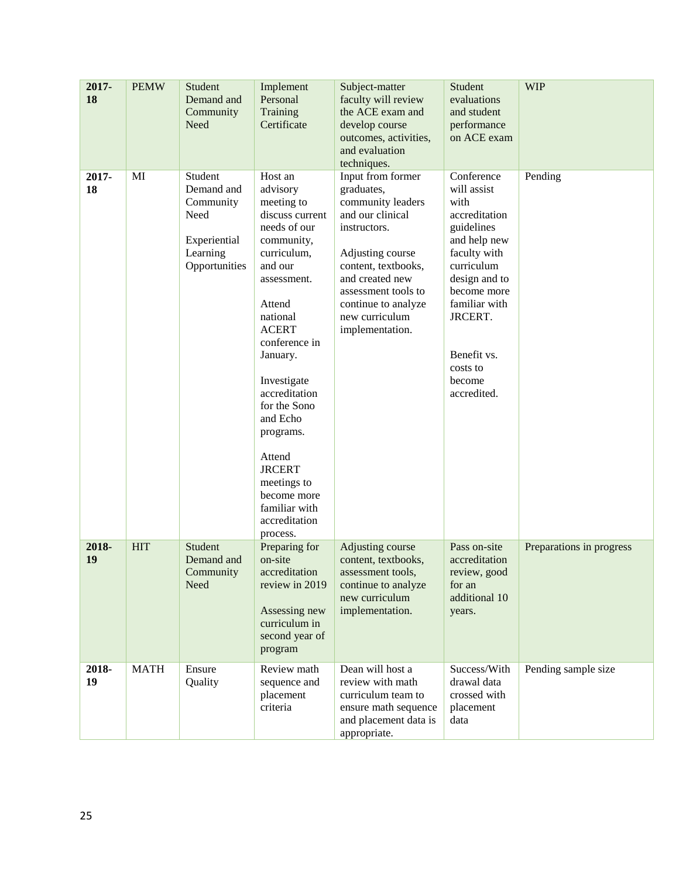| **2017-18** | PEMW | Student Demand and Community Need | Implement Personal Training Certificate | Subject-matter faculty will review the ACE exam and develop course outcomes, activities, and evaluation techniques. | Student evaluations and student performance on ACE exam | WIP |
|---|---|---|---|---|---|---|
| **2017-18** | MI | Student Demand and Community Need<br><br>Experiential Learning Opportunities | Host an advisory meeting to discuss current needs of our community, curriculum, and our assessment.<br><br>Attend national ACERT conference in January.<br><br>Investigate accreditation for the Sono and Echo programs.<br><br>Attend JRCERT meetings to become more familiar with accreditation process. | Input from former graduates, community leaders and our clinical instructors.<br><br>Adjusting course content, textbooks, and created new assessment tools to continue to analyze new curriculum implementation. | Conference will assist with accreditation guidelines and help new faculty with curriculum design and to become more familiar with JRCERT.<br><br>Benefit vs. costs to become accredited. | Pending |
| **2018-19** | HIT | Student Demand and Community Need | Preparing for on-site accreditation review in 2019<br><br>Assessing new curriculum in second year of program | Adjusting course content, textbooks, assessment tools, continue to analyze new curriculum implementation. | Pass on-site accreditation review, good for an additional 10 years. | Preparations in progress |
| **2018-19** | MATH | Ensure Quality | Review math sequence and placement criteria | Dean will host a review with math curriculum team to ensure math sequence and placement data is appropriate. | Success/Withdrawal data crossed with placement data | Pending sample size |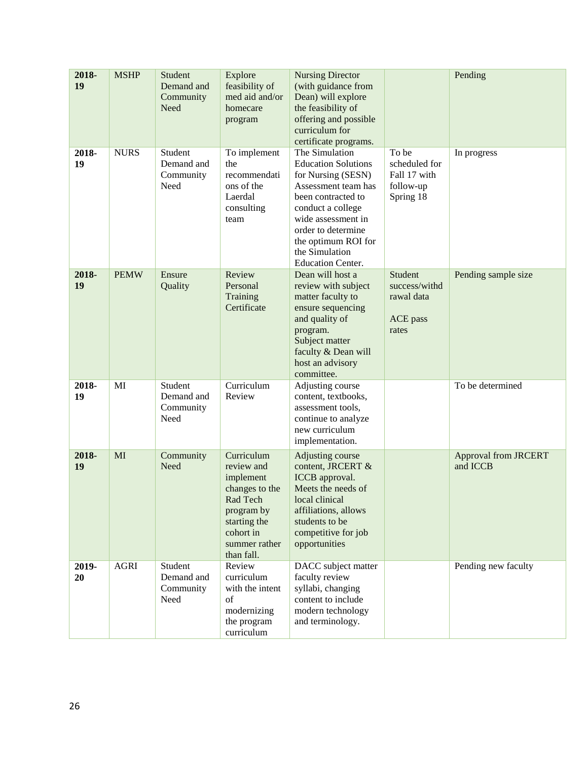| **2018-19** | MSHP | Student Demand and Community Need | Explore feasibility of med aid and/or homecare program | Nursing Director (with guidance from Dean) will explore the feasibility of offering and possible curriculum for certificate programs. | | Pending |
|---|---|---|---|---|---|---|
| **2018-19** | NURS | Student Demand and Community Need | To implement the recommendations of the Laerdal consulting team | The Simulation Education Solutions for Nursing (SESN) Assessment team has been contracted to conduct a college wide assessment in order to determine the optimum ROI for the Simulation Education Center. | To be scheduled for Fall 17 with follow-up Spring 18 | In progress |
| **2018-19** | PEMW | Ensure Quality | Review Personal Training Certificate | Dean will host a review with subject matter faculty to ensure sequencing and quality of program. Subject matter faculty & Dean will host an advisory committee. | Student success/withdrawal data<br><br>ACE pass rates | Pending sample size |
| **2018-19** | MI | Student Demand and Community Need | Curriculum Review | Adjusting course content, textbooks, assessment tools, continue to analyze new curriculum implementation. | | To be determined |
| **2018-19** | MI | Community Need | Curriculum review and implement changes to the Rad Tech program by starting the cohort in summer rather than fall. | Adjusting course content, JRCERT & ICCB approval. Meets the needs of local clinical affiliations, allows students to be competitive for job opportunities | | Approval from JRCERT and ICCB |
| **2019-20** | AGRI | Student Demand and Community Need | Review curriculum with the intent of modernizing the program curriculum | DACC subject matter faculty review syllabi, changing content to include modern technology and terminology. | | Pending new faculty |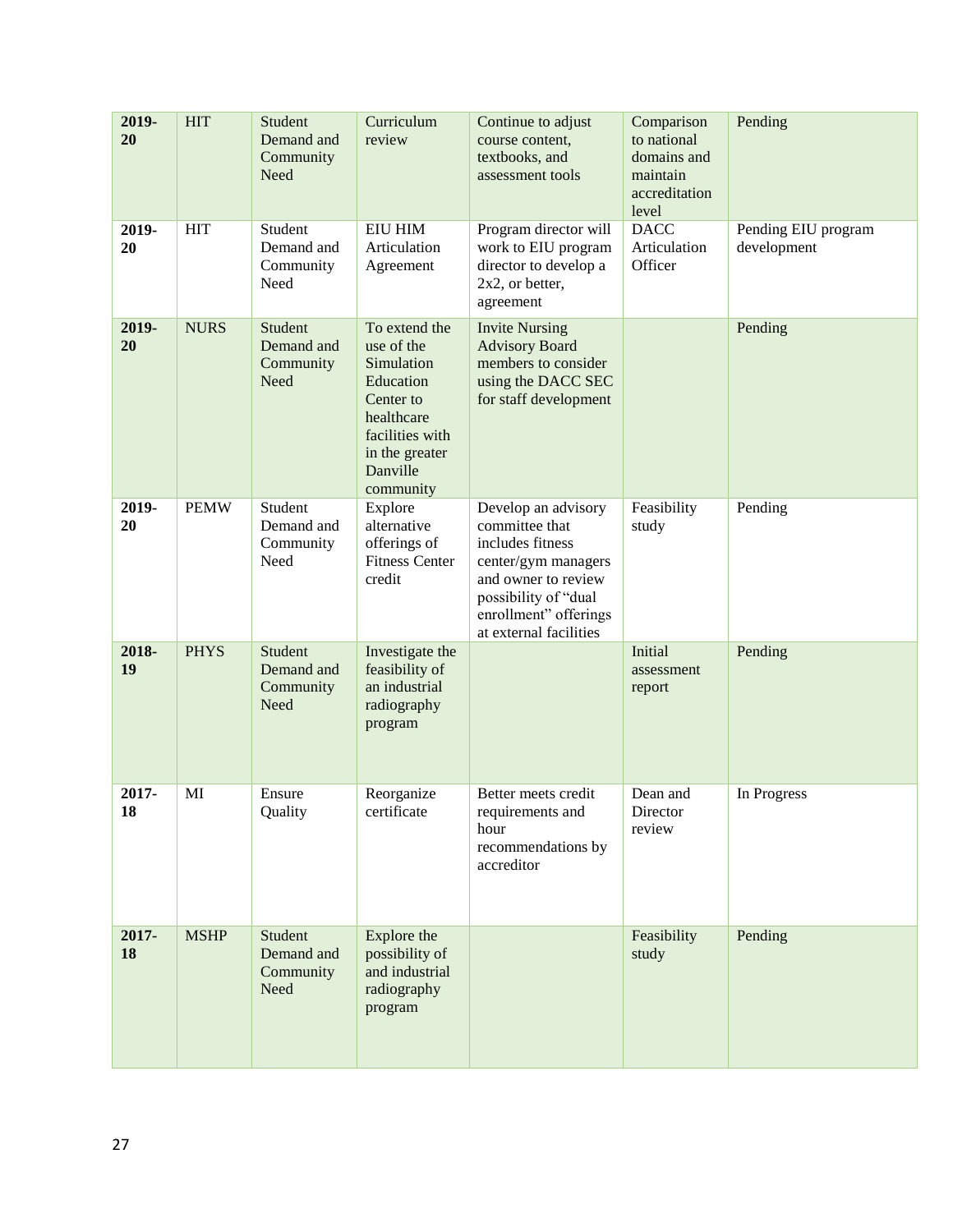| **2019-20** | HIT | Student Demand and Community Need | Curriculum review | Continue to adjust course content, textbooks, and assessment tools | Comparison to national domains and maintain accreditation level | Pending |
|---|---|---|---|---|---|---|
| **2019-20** | HIT | Student Demand and Community Need | EIU HIM Articulation Agreement | Program director will work to EIU program director to develop a 2x2, or better, agreement | DACC Articulation Officer | Pending EIU program development |
| **2019-20** | NURS | Student Demand and Community Need | To extend the use of the Simulation Education Center to healthcare facilities with in the greater Danville community | Invite Nursing Advisory Board members to consider using the DACC SEC for staff development | | Pending |
| **2019-20** | PEMW | Student Demand and Community Need | Explore alternative offerings of Fitness Center credit | Develop an advisory committee that includes fitness center/gym managers and owner to review possibility of "dual enrollment" offerings at external facilities | Feasibility study | Pending |
| **2018-19** | PHYS | Student Demand and Community Need | Investigate the feasibility of an industrial radiography program | | Initial assessment report | Pending |
| **2017-18** | MI | Ensure Quality | Reorganize certificate | Better meets credit requirements and hour recommendations by accreditor | Dean and Director review | In Progress |
| **2017-18** | MSHP | Student Demand and Community Need | Explore the possibility of and industrial radiography program | | Feasibility study | Pending |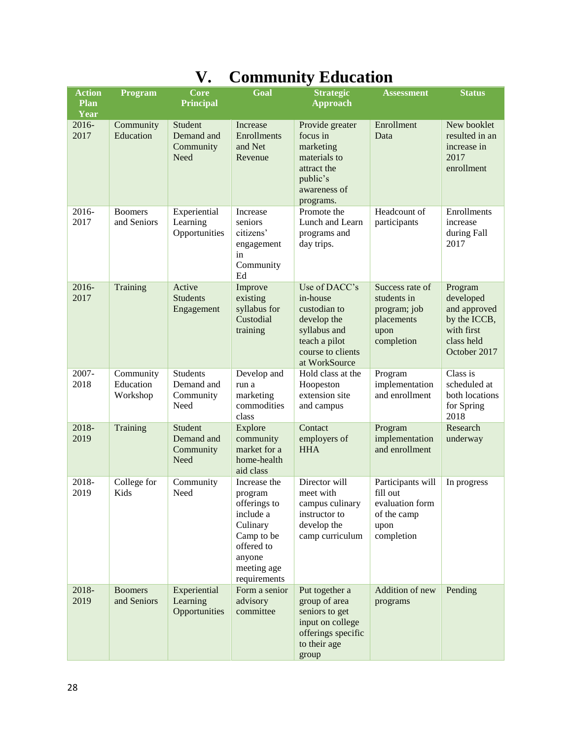# V. Community Education

| Action Plan Year | Program | Core Principal | Goal | Strategic Approach | Assessment | Status |
|---|---|---|---|---|---|---|
| 2016-2017 | Community Education | Student Demand and Community Need | Increase Enrollments and Net Revenue | Provide greater focus in marketing materials to attract the public's awareness of programs. | Enrollment Data | New booklet resulted in an increase in 2017 enrollment |
| 2016-2017 | Boomers and Seniors | Experiential Learning Opportunities | Increase seniors citizens' engagement in Community Ed | Promote the Lunch and Learn programs and day trips. | Headcount of participants | Enrollments increase during Fall 2017 |
| 2016-2017 | Training | Active Students Engagement | Improve existing syllabus for Custodial training | Use of DACC's in-house custodian to develop the syllabus and teach a pilot course to clients at WorkSource | Success rate of students in program; job placements upon completion | Program developed and approved by the ICCB, with first class held October 2017 |
| 2007-2018 | Community Education Workshop | Students Demand and Community Need | Develop and run a marketing commodities class | Hold class at the Hoopeston extension site and campus | Program implementation and enrollment | Class is scheduled at both locations for Spring 2018 |
| 2018-2019 | Training | Student Demand and Community Need | Explore community market for a home-health aid class | Contact employers of HHA | Program implementation and enrollment | Research underway |
| 2018-2019 | College for Kids | Community Need | Increase the program offerings to include a Culinary Camp to be offered to anyone meeting age requirements | Director will meet with campus culinary instructor to develop the camp curriculum | Participants will fill out evaluation form of the camp upon completion | In progress |
| 2018-2019 | Boomers and Seniors | Experiential Learning Opportunities | Form a senior advisory committee | Put together a group of area seniors to get input on college offerings specific to their age group | Addition of new programs | Pending |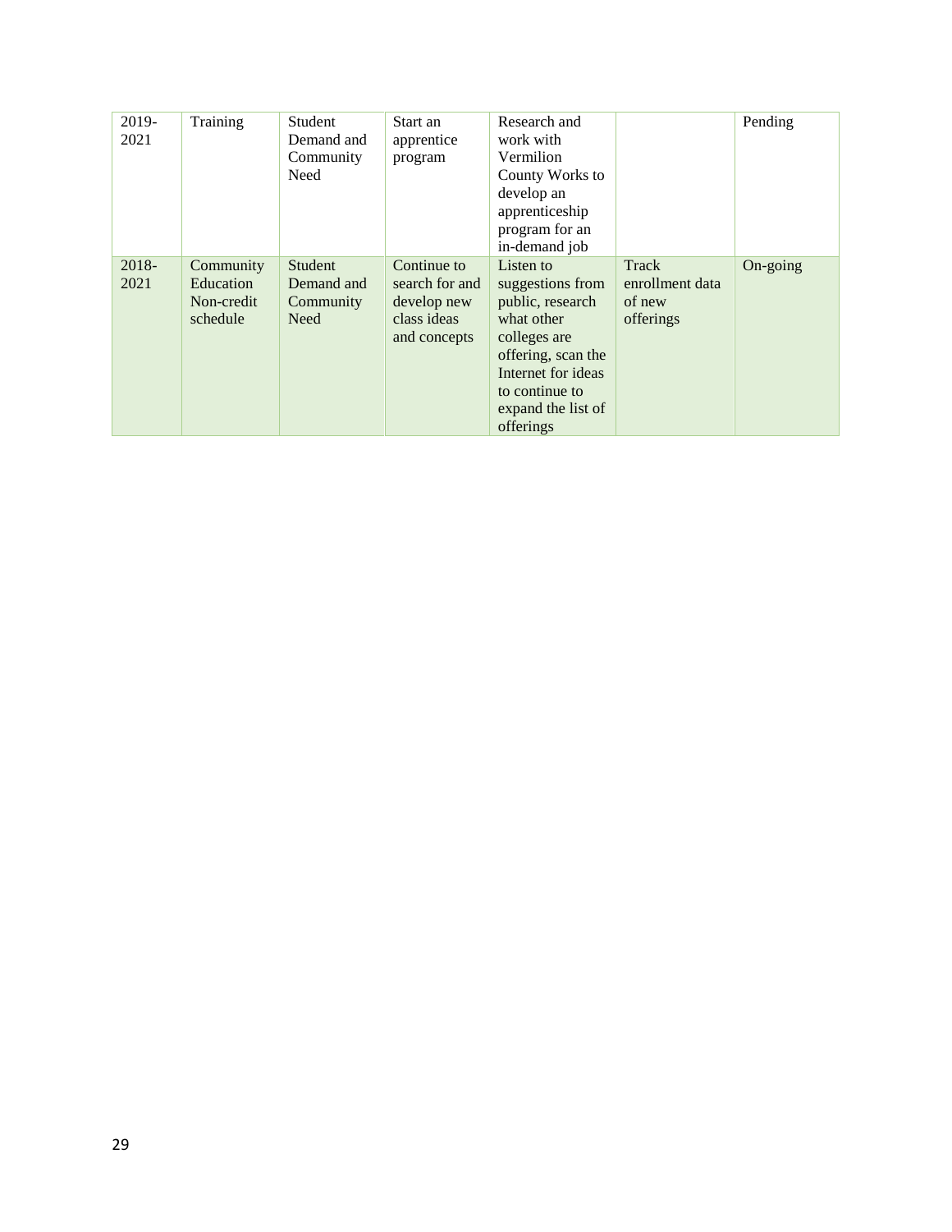| | | | | | | |
|---|---|---|---|---|---|---|
| 2019-2021 | Training | Student Demand and Community Need | Start an apprentice program | Research and work with Vermilion County Works to develop an apprenticeship program for an in-demand job | | Pending |
| 2018-2021 | Community Education Non-credit schedule | Student Demand and Community Need | Continue to search for and develop new class ideas and concepts | Listen to suggestions from public, research what other colleges are offering, scan the Internet for ideas to continue to expand the list of offerings | Track enrollment data of new offerings | On-going |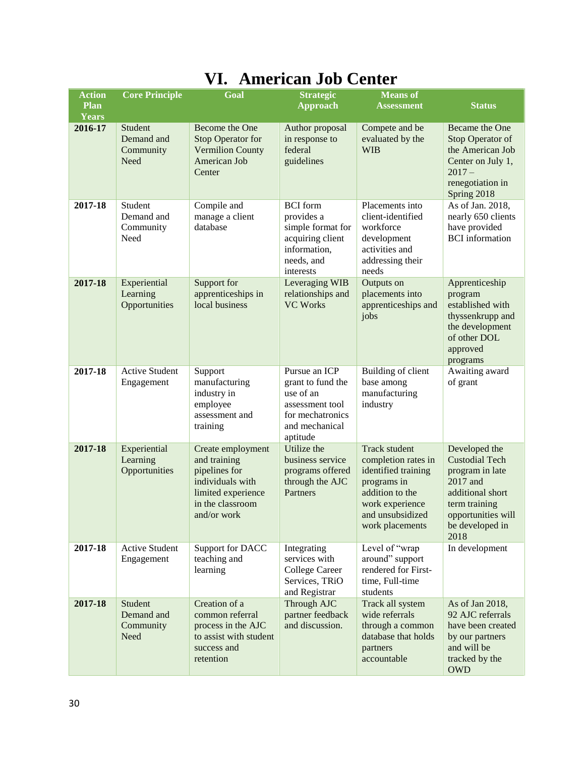# VI. American Job Center

| Action Plan Years | Core Principle | Goal | Strategic Approach | Means of Assessment | Status |
|---|---|---|---|---|---|
| **2016-17** | Student Demand and Community Need | Become the One Stop Operator for Vermilion County American Job Center | Author proposal in response to federal guidelines | Compete and be evaluated by the WIB | Became the One Stop Operator of the American Job Center on July 1, 2017 – renegotiation in Spring 2018 |
| **2017-18** | Student Demand and Community Need | Compile and manage a client database | BCI form provides a simple format for acquiring client information, needs, and interests | Placements into client-identified workforce development activities and addressing their needs | As of Jan. 2018, nearly 650 clients have provided BCI information |
| **2017-18** | Experiential Learning Opportunities | Support for apprenticeships in local business | Leveraging WIB relationships and VC Works | Outputs on placements into apprenticeships and jobs | Apprenticeship program established with thyssenkrupp and the development of other DOL approved programs |
| **2017-18** | Active Student Engagement | Support manufacturing industry in employee assessment and training | Pursue an ICP grant to fund the use of an assessment tool for mechatronics and mechanical aptitude | Building of client base among manufacturing industry | Awaiting award of grant |
| **2017-18** | Experiential Learning Opportunities | Create employment and training pipelines for individuals with limited experience in the classroom and/or work | Utilize the business service programs offered through the AJC Partners | Track student completion rates in identified training programs in addition to the work experience and unsubsidized work placements | Developed the Custodial Tech program in late 2017 and additional short term training opportunities will be developed in 2018 |
| **2017-18** | Active Student Engagement | Support for DACC teaching and learning | Integrating services with College Career Services, TRiO and Registrar | Level of "wrap around" support rendered for First-time, Full-time students | In development |
| **2017-18** | Student Demand and Community Need | Creation of a common referral process in the AJC to assist with student success and retention | Through AJC partner feedback and discussion. | Track all system wide referrals through a common database that holds partners accountable | As of Jan 2018, 92 AJC referrals have been created by our partners and will be tracked by the OWD |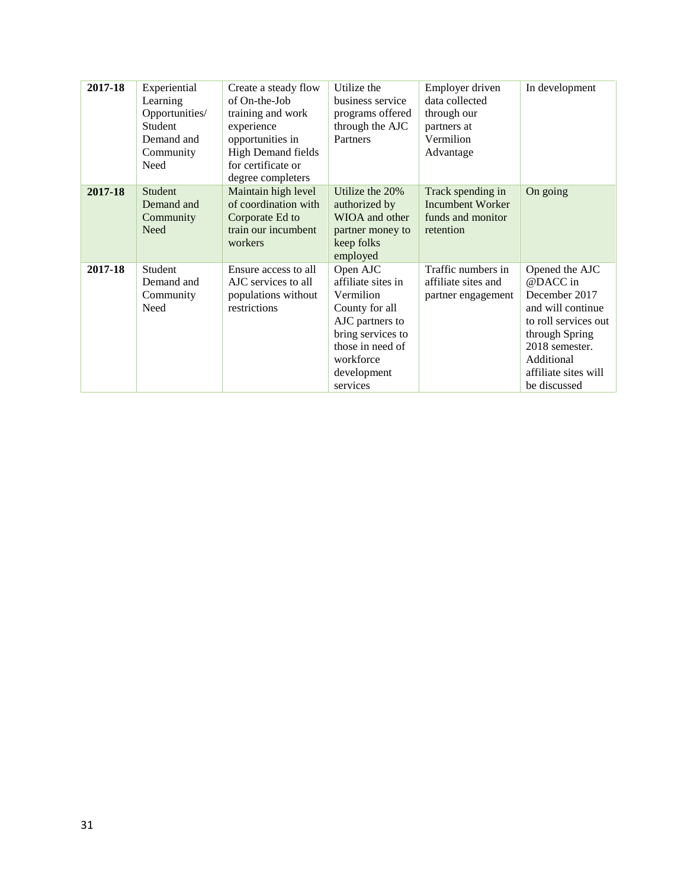| **2017-18** | Experiential Learning Opportunities/ Student Demand and Community Need | Create a steady flow of On-the-Job training and work experience opportunities in High Demand fields for certificate or degree completers | Utilize the business service programs offered through the AJC Partners | Employer driven data collected through our partners at Vermilion Advantage | In development |
|---|---|---|---|---|---|
| **2017-18** | Student Demand and Community Need | Maintain high level of coordination with Corporate Ed to train our incumbent workers | Utilize the 20% authorized by WIOA and other partner money to keep folks employed | Track spending in Incumbent Worker funds and monitor retention | On going |
| **2017-18** | Student Demand and Community Need | Ensure access to all AJC services to all populations without restrictions | Open AJC affiliate sites in Vermilion County for all AJC partners to bring services to those in need of workforce development services | Traffic numbers in affiliate sites and partner engagement | Opened the AJC @DACC in December 2017 and will continue to roll services out through Spring 2018 semester. Additional affiliate sites will be discussed |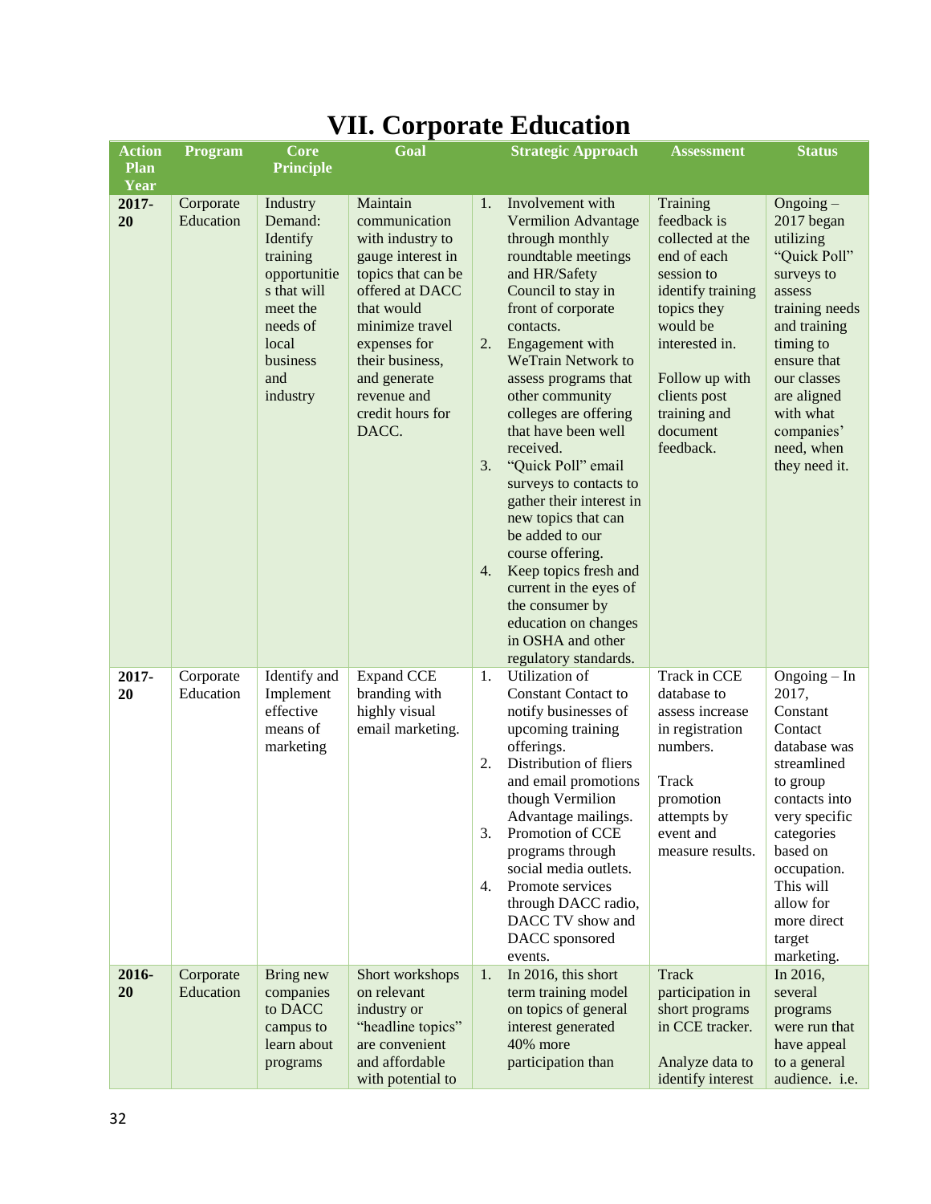# VII. Corporate Education

| Action Plan Year | Program | Core Principle | Goal | Strategic Approach | Assessment | Status |
|---|---|---|---|---|---|---|
| **2017-20** | Corporate Education | Industry Demand: Identify training opportunities that will meet the needs of local business and industry | Maintain communication with industry to gauge interest in topics that can be offered at DACC that would minimize travel expenses for their business, and generate revenue and credit hours for DACC. | 1. Involvement with Vermilion Advantage through monthly roundtable meetings and HR/Safety Council to stay in front of corporate contacts.<br>2. Engagement with WeTrain Network to assess programs that other community colleges are offering that have been well received.<br>3. "Quick Poll" email surveys to contacts to gather their interest in new topics that can be added to our course offering.<br>4. Keep topics fresh and current in the eyes of the consumer by education on changes in OSHA and other regulatory standards. | Training feedback is collected at the end of each session to identify training topics they would be interested in.<br><br>Follow up with clients post training and document feedback. | Ongoing – 2017 began utilizing "Quick Poll" surveys to assess training needs and training timing to ensure that our classes are aligned with what companies' need, when they need it. |
| **2017-20** | Corporate Education | Identify and Implement effective means of marketing | Expand CCE branding with highly visual email marketing. | 1. Utilization of Constant Contact to notify businesses of upcoming training offerings.<br>2. Distribution of fliers and email promotions though Vermilion Advantage mailings.<br>3. Promotion of CCE programs through social media outlets.<br>4. Promote services through DACC radio, DACC TV show and DACC sponsored events. | Track in CCE database to assess increase in registration numbers.<br><br>Track promotion attempts by event and measure results. | Ongoing – In 2017, Constant Contact database was streamlined to group contacts into very specific categories based on occupation. This will allow for more direct target marketing. |
| **2016-20** | Corporate Education | Bring new companies to DACC campus to learn about programs | Short workshops on relevant industry or "headline topics" are convenient and affordable with potential to | 1. In 2016, this short term training model on topics of general interest generated 40% more participation than | Track participation in short programs in CCE tracker.<br><br>Analyze data to identify interest | In 2016, several programs were run that have appeal to a general audience. i.e. |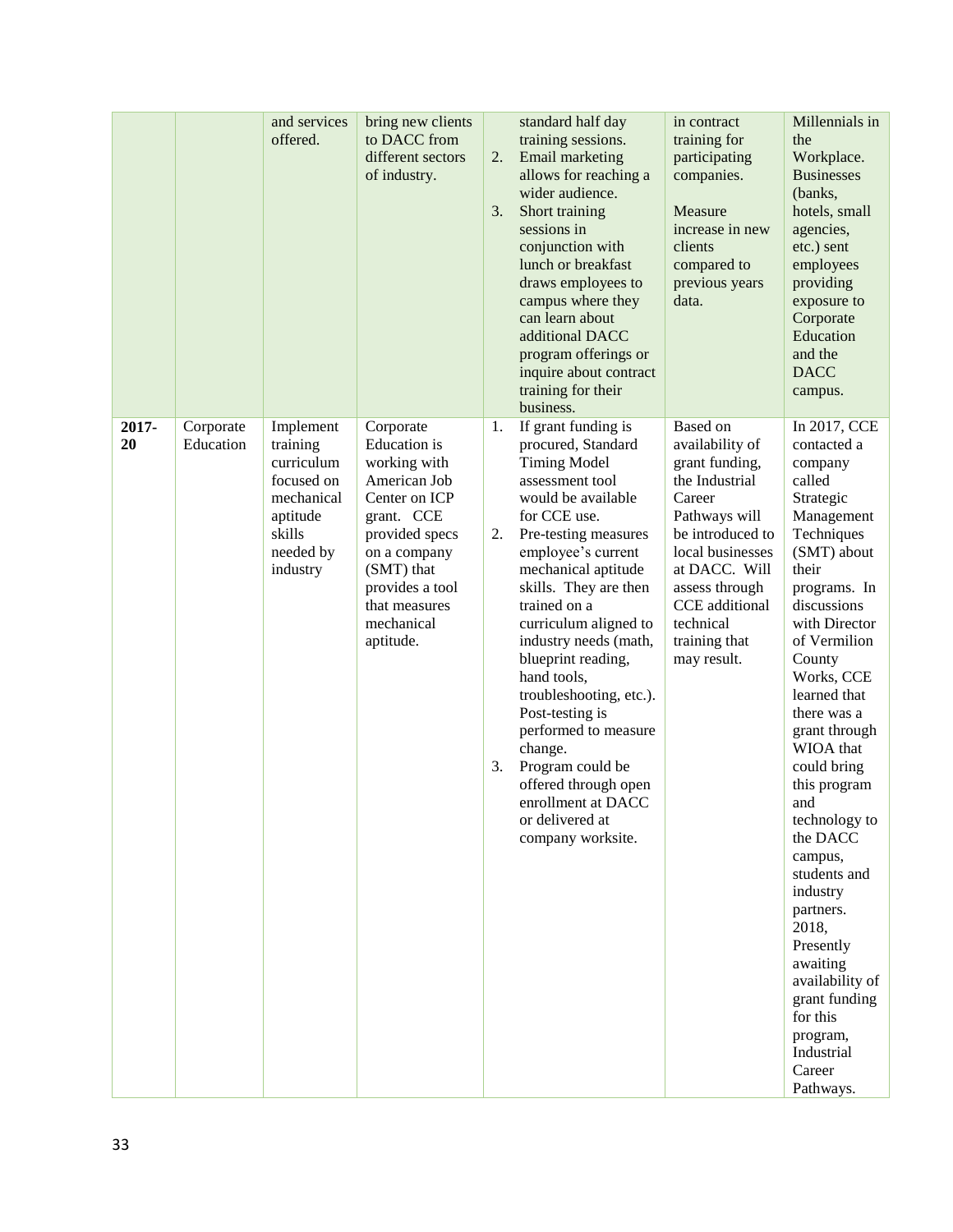| | | and services offered. | bring new clients to DACC from different sectors of industry. | standard half day training sessions.<br>2. Email marketing allows for reaching a wider audience.<br>3. Short training sessions in conjunction with lunch or breakfast draws employees to campus where they can learn about additional DACC program offerings or inquire about contract training for their business. | in contract training for participating companies.<br><br>Measure increase in new clients compared to previous years data. | Millennials in the Workplace. Businesses (banks, hotels, small agencies, etc.) sent employees providing exposure to Corporate Education and the DACC campus. |
|---|---|---|---|---|---|---|
| **2017-20** | Corporate Education | Implement training curriculum focused on mechanical aptitude skills needed by industry | Corporate Education is working with American Job Center on ICP grant. CCE provided specs on a company (SMT) that provides a tool that measures mechanical aptitude. | 1. If grant funding is procured, Standard Timing Model assessment tool would be available for CCE use.<br>2. Pre-testing measures employee's current mechanical aptitude skills. They are then trained on a curriculum aligned to industry needs (math, blueprint reading, hand tools, troubleshooting, etc.). Post-testing is performed to measure change.<br>3. Program could be offered through open enrollment at DACC or delivered at company worksite. | Based on availability of grant funding, the Industrial Career Pathways will be introduced to local businesses at DACC. Will assess through CCE additional technical training that may result. | In 2017, CCE contacted a company called Strategic Management Techniques (SMT) about their programs. In discussions with Director of Vermilion County Works, CCE learned that there was a grant through WIOA that could bring this program and technology to the DACC campus, students and industry partners. 2018, Presently awaiting availability of grant funding for this program, Industrial Career Pathways. |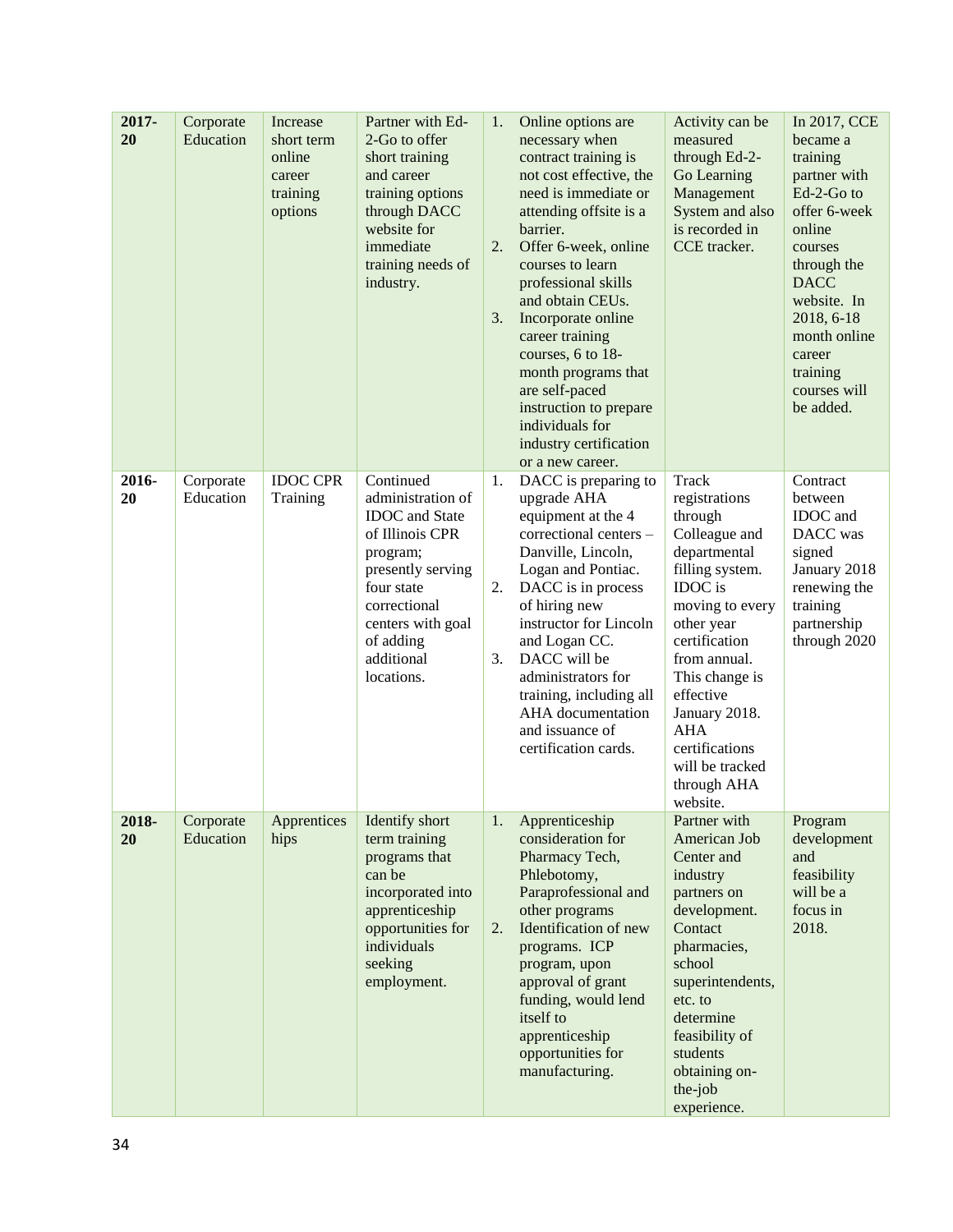| 2017-20 | Corporate Education | Increase short term online career training options | Partner with Ed-2-Go to offer short training and career training options through DACC website for immediate training needs of industry. | 1. Online options are necessary when contract training is not cost effective, the need is immediate or attending offsite is a barrier.<br>2. Offer 6-week, online courses to learn professional skills and obtain CEUs.<br>3. Incorporate online career training courses, 6 to 18-month programs that are self-paced instruction to prepare individuals for industry certification or a new career. | Activity can be measured through Ed-2-Go Learning Management System and also is recorded in CCE tracker. | In 2017, CCE became a training partner with Ed-2-Go to offer 6-week online courses through the DACC website. In 2018, 6-18 month online career training courses will be added. |
|---|---|---|---|---|---|---|
| **2016-20** | Corporate Education | IDOC CPR Training | Continued administration of IDOC and State of Illinois CPR program; presently serving four state correctional centers with goal of adding additional locations. | 1. DACC is preparing to upgrade AHA equipment at the 4 correctional centers – Danville, Lincoln, Logan and Pontiac.<br>2. DACC is in process of hiring new instructor for Lincoln and Logan CC.<br>3. DACC will be administrators for training, including all AHA documentation and issuance of certification cards. | Track registrations through Colleague and departmental filling system. IDOC is moving to every other year certification from annual. This change is effective January 2018. AHA certifications will be tracked through AHA website. | Contract between IDOC and DACC was signed January 2018 renewing the training partnership through 2020 |
| **2018-20** | Corporate Education | Apprentices hips | Identify short term training programs that can be incorporated into apprenticeship opportunities for individuals seeking employment. | 1. Apprenticeship consideration for Pharmacy Tech, Phlebotomy, Paraprofessional and other programs<br>2. Identification of new programs. ICP program, upon approval of grant funding, would lend itself to apprenticeship opportunities for manufacturing. | Partner with American Job Center and industry partners on development. Contact pharmacies, school superintendents, etc. to determine feasibility of students obtaining on-the-job experience. | Program development and feasibility will be a focus in 2018. |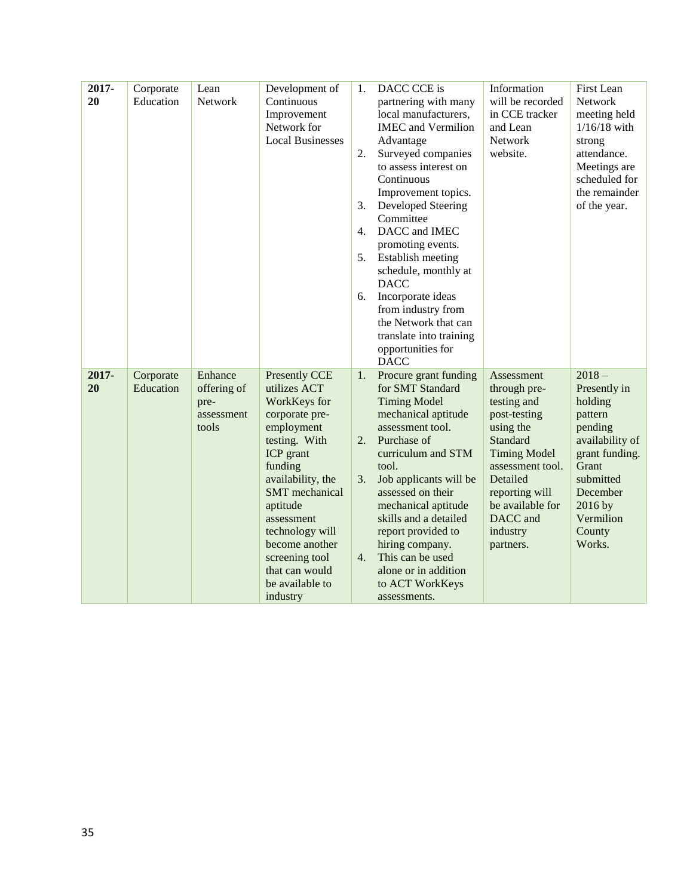| **2017-20** | Corporate Education | Lean Network | Development of Continuous Improvement Network for Local Businesses | 1. DACC CCE is partnering with many local manufacturers, IMEC and Vermilion Advantage<br>2. Surveyed companies to assess interest on Continuous Improvement topics.<br>3. Developed Steering Committee<br>4. DACC and IMEC promoting events.<br>5. Establish meeting schedule, monthly at DACC<br>6. Incorporate ideas from industry from the Network that can translate into training opportunities for DACC | Information will be recorded in CCE tracker and Lean Network website. | First Lean Network meeting held 1/16/18 with strong attendance. Meetings are scheduled for the remainder of the year. |
|---|---|---|---|---|---|---|
| **2017-20** | Corporate Education | Enhance offering of pre-assessment tools | Presently CCE utilizes ACT WorkKeys for corporate pre-employment testing. With ICP grant funding availability, the SMT mechanical aptitude assessment technology will become another screening tool that can would be available to industry | 1. Procure grant funding for SMT Standard Timing Model mechanical aptitude assessment tool.<br>2. Purchase of curriculum and STM tool.<br>3. Job applicants will be assessed on their mechanical aptitude skills and a detailed report provided to hiring company.<br>4. This can be used alone or in addition to ACT WorkKeys assessments. | Assessment through pre-testing and post-testing using the Standard Timing Model assessment tool. Detailed reporting will be available for DACC and industry partners. | 2018 – Presently in holding pattern pending availability of grant funding. Grant submitted December 2016 by Vermilion County Works. |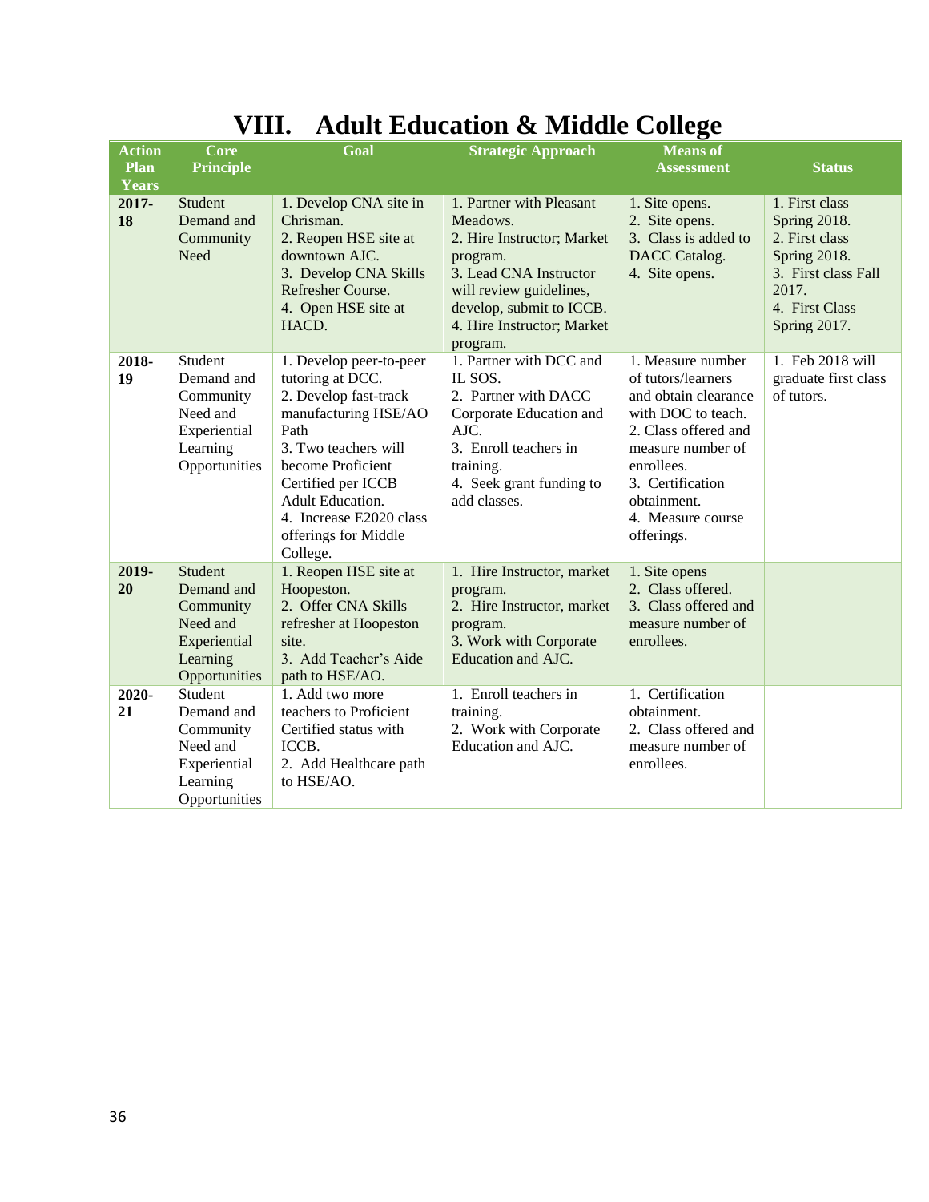# VIII. Adult Education & Middle College

| Action Plan Years | Core Principle | Goal | Strategic Approach | Means of Assessment | Status |
|---|---|---|---|---|---|
| **2017-18** | Student Demand and Community Need | 1. Develop CNA site in Chrisman.<br>2. Reopen HSE site at downtown AJC.<br>3. Develop CNA Skills Refresher Course.<br>4. Open HSE site at HACD. | 1. Partner with Pleasant Meadows.<br>2. Hire Instructor; Market program.<br>3. Lead CNA Instructor will review guidelines, develop, submit to ICCB.<br>4. Hire Instructor; Market program. | 1. Site opens.<br>2. Site opens.<br>3. Class is added to DACC Catalog.<br>4. Site opens. | 1. First class Spring 2018.<br>2. First class Spring 2018.<br>3. First class Fall 2017.<br>4. First Class Spring 2017. |
| **2018-19** | Student Demand and Community Need and Experiential Learning Opportunities | 1. Develop peer-to-peer tutoring at DCC.<br>2. Develop fast-track manufacturing HSE/AO Path<br>3. Two teachers will become Proficient Certified per ICCB Adult Education.<br>4. Increase E2020 class offerings for Middle College. | 1. Partner with DCC and IL SOS.<br>2. Partner with DACC Corporate Education and AJC.<br>3. Enroll teachers in training.<br>4. Seek grant funding to add classes. | 1. Measure number of tutors/learners and obtain clearance with DOC to teach.<br>2. Class offered and measure number of enrollees.<br>3. Certification obtainment.<br>4. Measure course offerings. | 1. Feb 2018 will graduate first class of tutors. |
| **2019-20** | Student Demand and Community Need and Experiential Learning Opportunities | 1. Reopen HSE site at Hoopeston.<br>2. Offer CNA Skills refresher at Hoopeston site.<br>3. Add Teacher's Aide path to HSE/AO. | 1. Hire Instructor, market program.<br>2. Hire Instructor, market program.<br>3. Work with Corporate Education and AJC. | 1. Site opens<br>2. Class offered.<br>3. Class offered and measure number of enrollees. | |
| **2020-21** | Student Demand and Community Need and Experiential Learning Opportunities | 1. Add two more teachers to Proficient Certified status with ICCB.<br>2. Add Healthcare path to HSE/AO. | 1. Enroll teachers in training.<br>2. Work with Corporate Education and AJC. | 1. Certification obtainment.<br>2. Class offered and measure number of enrollees. | |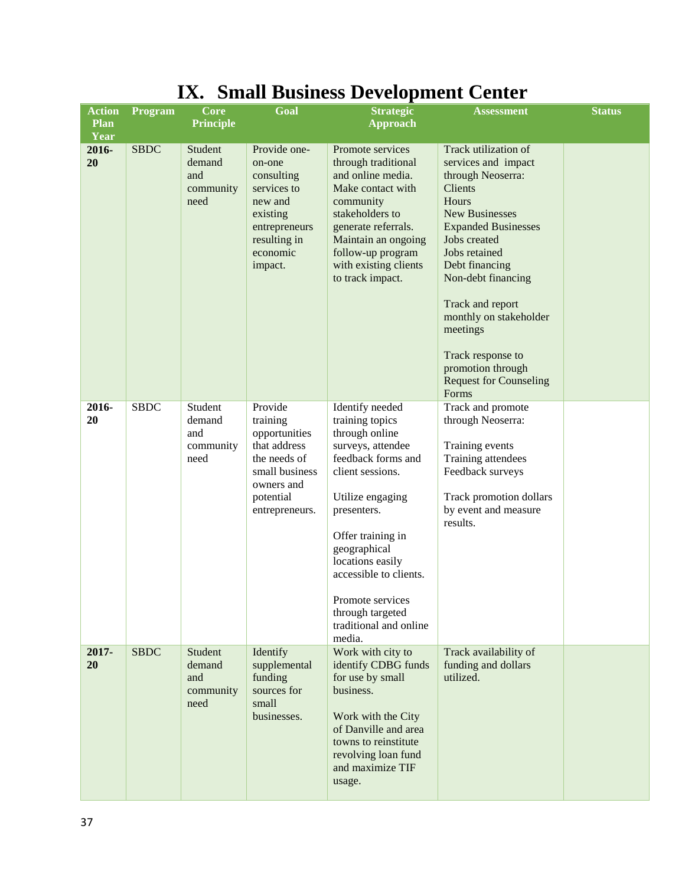# IX. Small Business Development Center

| Action Plan Year | Program | Core Principle | Goal | Strategic Approach | Assessment | Status |
|---|---|---|---|---|---|---|
| **2016-20** | SBDC | Student demand and community need | Provide one-on-one consulting services to new and existing entrepreneurs resulting in economic impact. | Promote services through traditional and online media. Make contact with community stakeholders to generate referrals. Maintain an ongoing follow-up program with existing clients to track impact. | Track utilization of services and impact through Neoserra: Clients<br>Hours<br>New Businesses<br>Expanded Businesses<br>Jobs created<br>Jobs retained<br>Debt financing<br>Non-debt financing<br><br>Track and report monthly on stakeholder meetings<br><br>Track response to promotion through Request for Counseling Forms | |
| **2016-20** | SBDC | Student demand and community need | Provide training opportunities that address the needs of small business owners and potential entrepreneurs. | Identify needed training topics through online surveys, attendee feedback forms and client sessions.<br><br>Utilize engaging presenters.<br><br>Offer training in geographical locations easily accessible to clients.<br><br>Promote services through targeted traditional and online media. | Track and promote through Neoserra:<br><br>Training events<br>Training attendees<br>Feedback surveys<br><br>Track promotion dollars by event and measure results. | |
| **2017-20** | SBDC | Student demand and community need | Identify supplemental funding sources for small businesses. | Work with city to identify CDBG funds for use by small business.<br><br>Work with the City of Danville and area towns to reinstitute revolving loan fund and maximize TIF usage. | Track availability of funding and dollars utilized. | |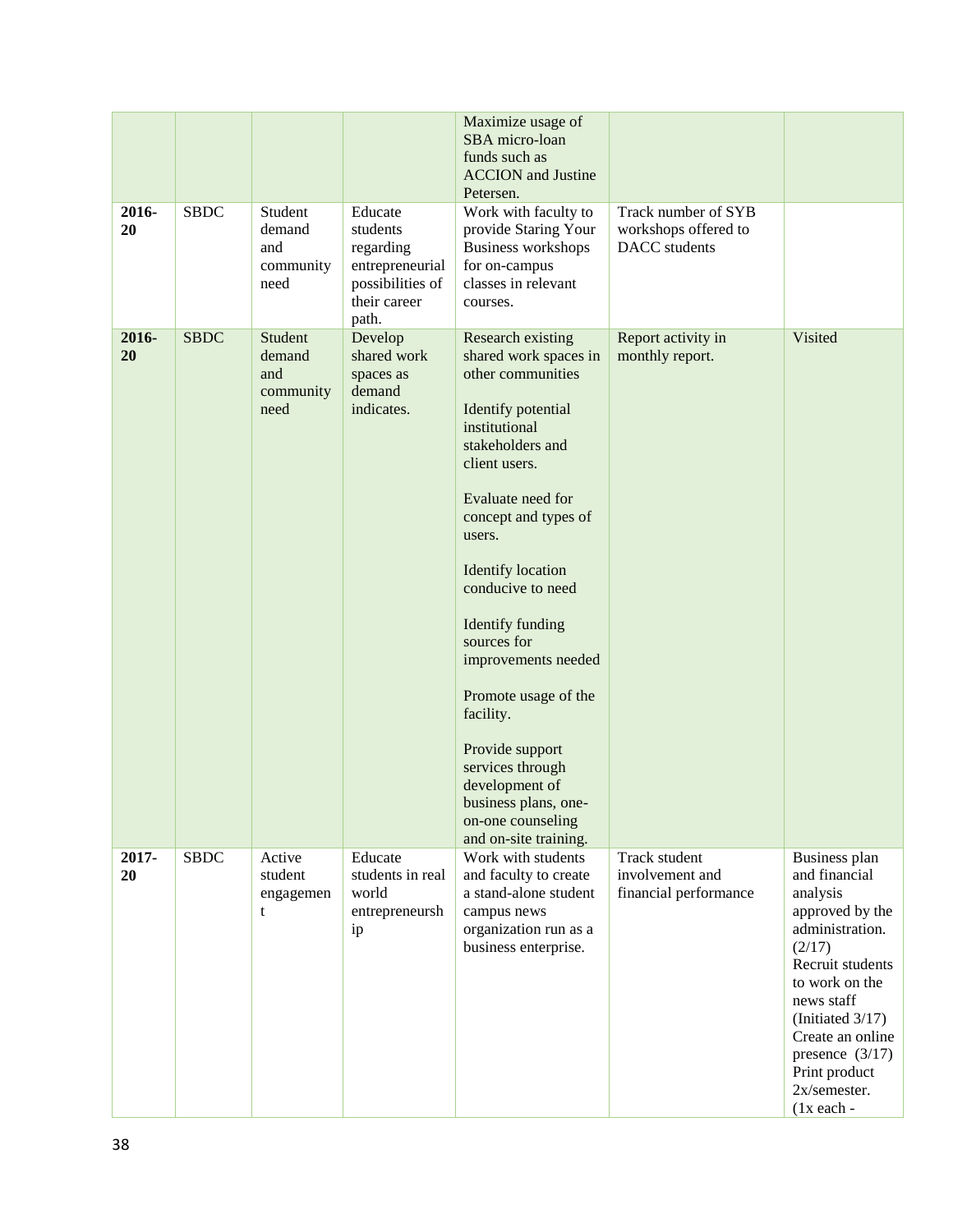| | | | | Maximize usage of SBA micro-loan funds such as ACCION and Justine Petersen. | | |
|---|---|---|---|---|---|---|
| **2016-20** | SBDC | Student demand and community need | Educate students regarding entrepreneurial possibilities of their career path. | Work with faculty to provide Staring Your Business workshops for on-campus classes in relevant courses. | Track number of SYB workshops offered to DACC students | |
| **2016-20** | SBDC | Student demand and community need | Develop shared work spaces as demand indicates. | Research existing shared work spaces in other communities<br><br>Identify potential institutional stakeholders and client users.<br><br>Evaluate need for concept and types of users.<br><br>Identify location conducive to need<br><br>Identify funding sources for improvements needed<br><br>Promote usage of the facility.<br><br>Provide support services through development of business plans, one-on-one counseling and on-site training. | Report activity in monthly report. | Visited |
| **2017-20** | SBDC | Active student engagement | Educate students in real world entrepreneurship | Work with students and faculty to create a stand-alone student campus news organization run as a business enterprise. | Track student involvement and financial performance | Business plan and financial analysis approved by the administration. (2/17)<br>Recruit students to work on the news staff (Initiated 3/17)<br>Create an online presence (3/17)<br>Print product 2x/semester. (1x each - |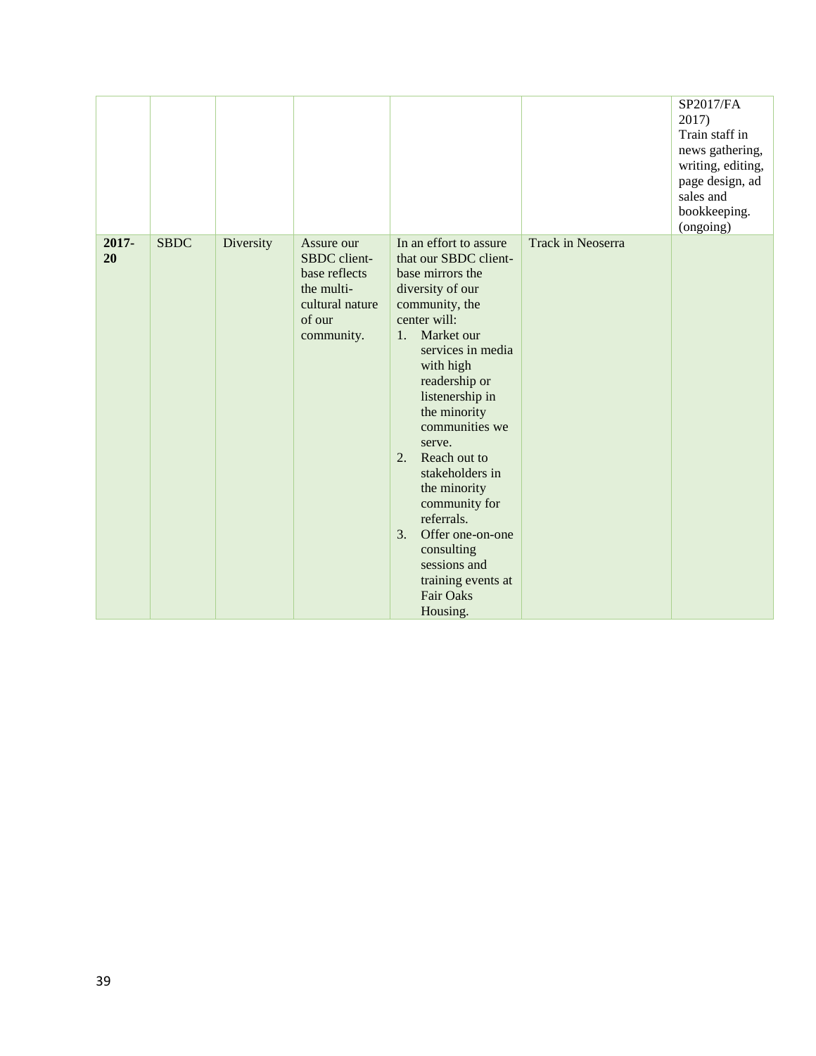| | | | | | | |
|---|---|---|---|---|---|---|
| | | | | | | SP2017/FA 2017) Train staff in news gathering, writing, editing, page design, ad sales and bookkeeping. (ongoing) |
| **2017-20** | SBDC | Diversity | Assure our SBDC client-base reflects the multi-cultural nature of our community. | In an effort to assure that our SBDC client-base mirrors the diversity of our community, the center will: 1. Market our services in media with high readership or listenership in the minority communities we serve. 2. Reach out to stakeholders in the minority community for referrals. 3. Offer one-on-one consulting sessions and training events at Fair Oaks Housing. | Track in Neoserra | |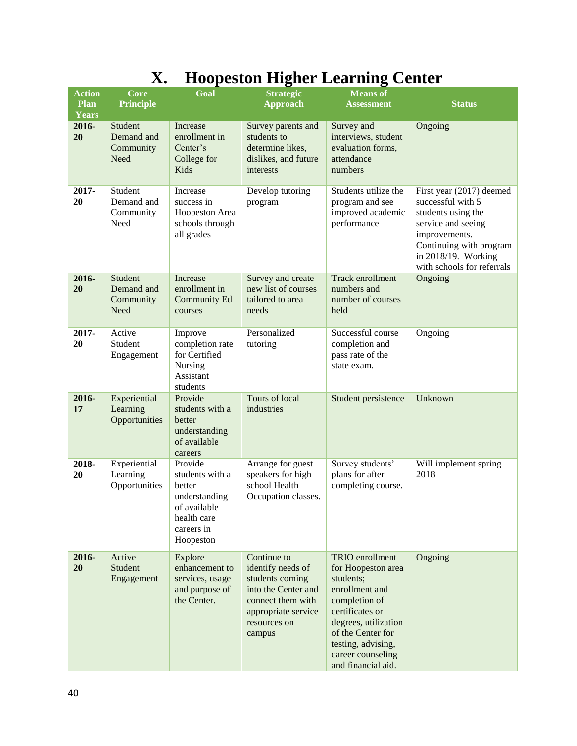# X. Hoopeston Higher Learning Center

| Action Plan Years | Core Principle | Goal | Strategic Approach | Means of Assessment | Status |
|---|---|---|---|---|---|
| **2016-20** | Student Demand and Community Need | Increase enrollment in Center's College for Kids | Survey parents and students to determine likes, dislikes, and future interests | Survey and interviews, student evaluation forms, attendance numbers | Ongoing |
| **2017-20** | Student Demand and Community Need | Increase success in Hoopeston Area schools through all grades | Develop tutoring program | Students utilize the program and see improved academic performance | First year (2017) deemed successful with 5 students using the service and seeing improvements. Continuing with program in 2018/19. Working with schools for referrals |
| **2016-20** | Student Demand and Community Need | Increase enrollment in Community Ed courses | Survey and create new list of courses tailored to area needs | Track enrollment numbers and number of courses held | Ongoing |
| **2017-20** | Active Student Engagement | Improve completion rate for Certified Nursing Assistant students | Personalized tutoring | Successful course completion and pass rate of the state exam. | Ongoing |
| **2016-17** | Experiential Learning Opportunities | Provide students with a better understanding of available careers | Tours of local industries | Student persistence | Unknown |
| **2018-20** | Experiential Learning Opportunities | Provide students with a better understanding of available health care careers in Hoopeston | Arrange for guest speakers for high school Health Occupation classes. | Survey students' plans for after completing course. | Will implement spring 2018 |
| **2016-20** | Active Student Engagement | Explore enhancement to services, usage and purpose of the Center. | Continue to identify needs of students coming into the Center and connect them with appropriate service resources on campus | TRIO enrollment for Hoopeston area students; enrollment and completion of certificates or degrees, utilization of the Center for testing, advising, career counseling and financial aid. | Ongoing |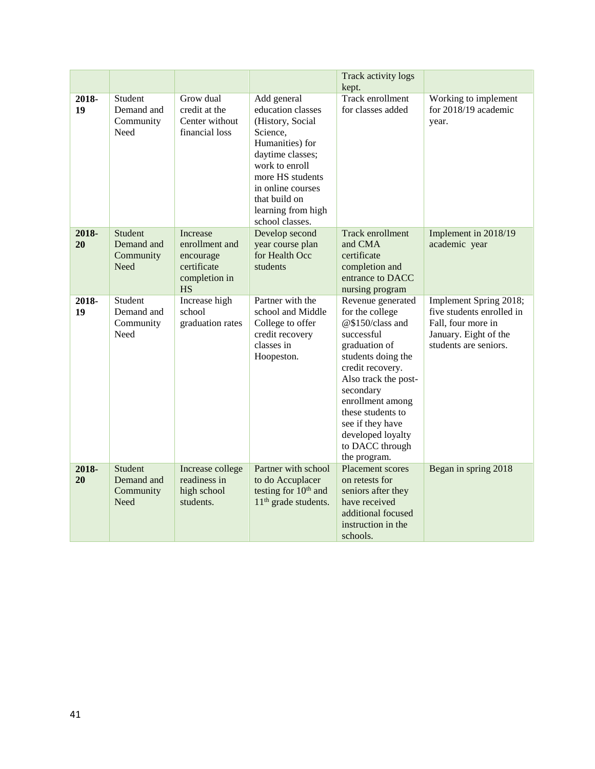| | | | | Track activity logs kept. | |
|---|---|---|---|---|---|
| **2018-19** | Student Demand and Community Need | Grow dual credit at the Center without financial loss | Add general education classes (History, Social Science, Humanities) for daytime classes; work to enroll more HS students in online courses that build on learning from high school classes. | Track enrollment for classes added | Working to implement for 2018/19 academic year. |
| **2018-20** | Student Demand and Community Need | Increase enrollment and encourage certificate completion in HS | Develop second year course plan for Health Occ students | Track enrollment and CMA certificate completion and entrance to DACC nursing program | Implement in 2018/19 academic year |
| **2018-19** | Student Demand and Community Need | Increase high school graduation rates | Partner with the school and Middle College to offer credit recovery classes in Hoopeston. | Revenue generated for the college @$150/class and successful graduation of students doing the credit recovery. Also track the post-secondary enrollment among these students to see if they have developed loyalty to DACC through the program. | Implement Spring 2018; five students enrolled in Fall, four more in January. Eight of the students are seniors. |
| **2018-20** | Student Demand and Community Need | Increase college readiness in high school students. | Partner with school to do Accuplacer testing for 10th and 11th grade students. | Placement scores on retests for seniors after they have received additional focused instruction in the schools. | Began in spring 2018 |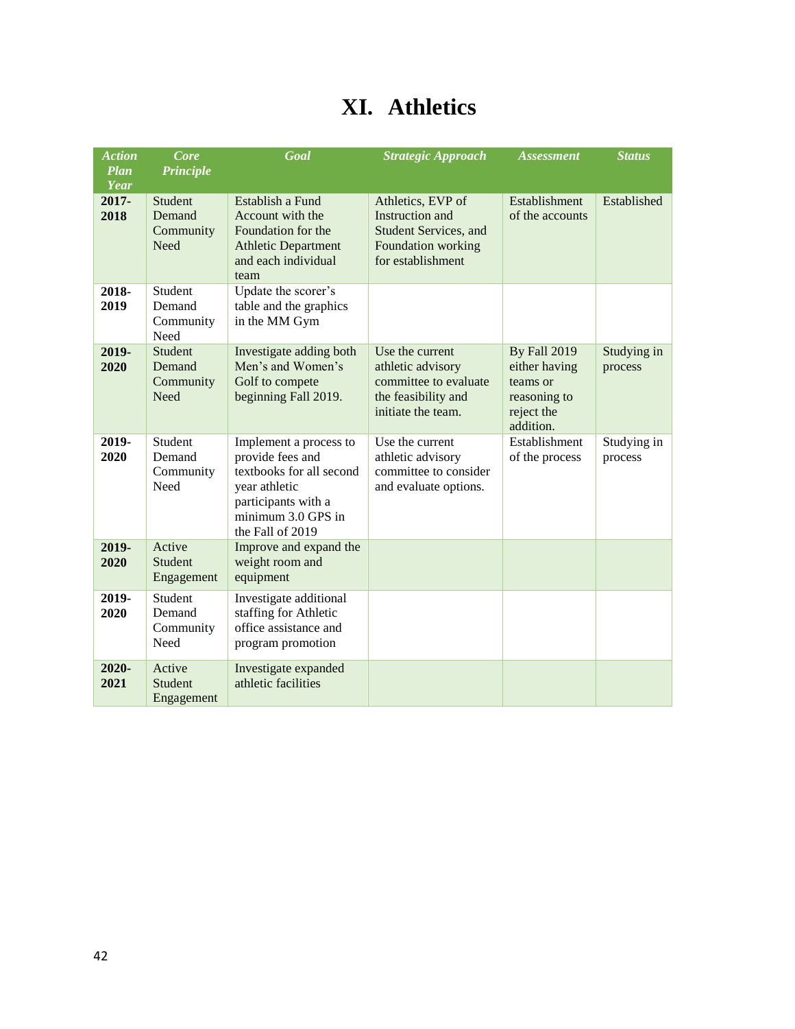# XI. Athletics

| *Action Plan Year* | *Core Principle* | *Goal* | *Strategic Approach* | *Assessment* | *Status* |
|---|---|---|---|---|---|
| **2017-2018** | Student Demand Community Need | Establish a Fund Account with the Foundation for the Athletic Department and each individual team | Athletics, EVP of Instruction and Student Services, and Foundation working for establishment | Establishment of the accounts | Established |
| **2018-2019** | Student Demand Community Need | Update the scorer's table and the graphics in the MM Gym | | | |
| **2019-2020** | Student Demand Community Need | Investigate adding both Men's and Women's Golf to compete beginning Fall 2019. | Use the current athletic advisory committee to evaluate the feasibility and initiate the team. | By Fall 2019 either having teams or reasoning to reject the addition. | Studying in process |
| **2019-2020** | Student Demand Community Need | Implement a process to provide fees and textbooks for all second year athletic participants with a minimum 3.0 GPS in the Fall of 2019 | Use the current athletic advisory committee to consider and evaluate options. | Establishment of the process | Studying in process |
| **2019-2020** | Active Student Engagement | Improve and expand the weight room and equipment | | | |
| **2019-2020** | Student Demand Community Need | Investigate additional staffing for Athletic office assistance and program promotion | | | |
| **2020-2021** | Active Student Engagement | Investigate expanded athletic facilities | | | |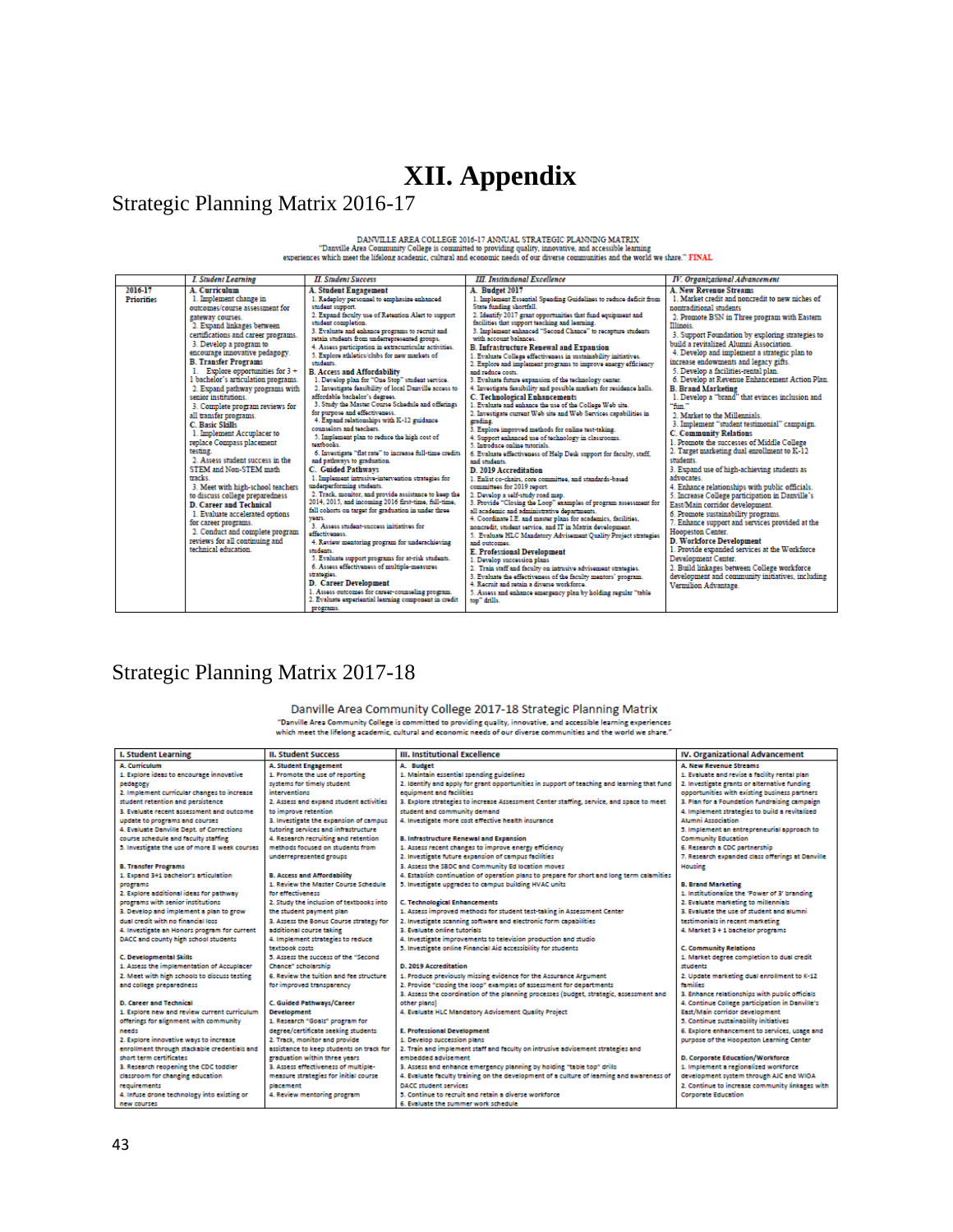# XII. Appendix

## Strategic Planning Matrix 2016-17

DANVILLE AREA COLLEGE 2016-17 ANNUAL STRATEGIC PLANNING MATRIX
"Danville Area Community College is committed to providing quality, innovative, and accessible learning experiences which meet the lifelong academic, cultural and economic needs of our diverse communities and the world we share." FINAL

| | *I. Student Learning* | *II. Student Success* | *III. Institutional Excellence* | *IV. Organizational Advancement* |
|---|---|---|---|---|
| **2016-17 Priorities** | **A. Curriculum**<br>1. Implement change in outcomes/course assessment for gateway courses.<br>2. Expand linkages between certifications and career programs.<br>3. Develop a program to encourage innovative pedagogy.<br>**B. Transfer Programs**<br>1. Explore opportunities for 3 + 1 bachelor's articulation programs.<br>2. Expand pathway programs with senior institutions.<br>3. Complete program reviews for all transfer programs.<br>**C. Basic Skills**<br>1. Implement Accuplacer to replace Compass placement testing.<br>2. Assess student success in the STEM and Non-STEM math tracks.<br>3. Meet with high-school teachers to discuss college preparedness<br>**D. Career and Technical**<br>1. Evaluate accelerated options for career programs.<br>2. Conduct and complete program reviews for all continuing and technical education. | **A. Student Engagement**<br>1. Redeploy personnel to emphasize enhanced student support.<br>2. Expand faculty use of Retention Alert to support student completion.<br>3. Evaluate and enhance programs to recruit and retain students from underrepresented groups.<br>4. Assess participation in extracurricular activities.<br>5. Explore athletics/clubs for new markets of students.<br>**B. Access and Affordability**<br>1. Develop plan for "One Stop" student service.<br>2. Investigate feasibility of local Danville access to affordable bachelor's degrees.<br>3. Study the Master Course Schedule and offerings for purpose and effectiveness.<br>4. Expand relationships with K-12 guidance counselors and teachers.<br>5. Implement plan to reduce the high cost of textbooks.<br>6. Investigate "flat rate" to increase full-time credits and pathways to graduation.<br>**C. Guided Pathways**<br>1. Implement intrusive-intervention strategies for underperforming students.<br>2. Track, monitor, and provide assistance to keep the 2014, 2015, and incoming 2016 first-time, full-time, fall cohorts on target for graduation in under three years.<br>3. Assess student-success initiatives for effectiveness.<br>4. Review mentoring program for underachieving students.<br>5. Evaluate support programs for at-risk students.<br>6. Assess effectiveness of multiple-measures strategies.<br>**D. Career Development**<br>1. Assess outcomes for career-counseling program.<br>2. Evaluate experiential learning component in credit programs. | **A. Budget 2017**<br>1. Implement Essential Spending Guidelines to reduce deficit from State funding shortfall.<br>2. Identify 2017 grant opportunities that fund equipment and facilities that support teaching and learning.<br>3. Implement enhanced "Second Chance" to recapture students with account balances.<br>**B. Infrastructure Renewal and Expansion**<br>1. Evaluate College effectiveness in sustainability initiatives.<br>2. Explore and implement programs to improve energy efficiency and reduce costs.<br>3. Evaluate future expansion of the technology center.<br>4. Investigate feasibility and possible markets for residence halls.<br>**C. Technological Enhancements**<br>1. Evaluate and enhance the use of the College Web site.<br>2. Investigate current Web site and Web Services capabilities in grading.<br>3. Explore improved methods for online test-taking.<br>4. Support enhanced use of technology in classrooms.<br>5. Introduce online tutorials.<br>6. Evaluate effectiveness of Help Desk support for faculty, staff, and students.<br>**D. 2019 Accreditation**<br>1. Enlist co-chairs, core committee, and standards-based committees for 2019 report.<br>2. Develop a self-study road map.<br>3. Provide "Closing the Loop" examples of program assessment for all academic and administrative departments.<br>4. Coordinate I.E. and master plans for academics, facilities, noncredit, student service, and IT in Matrix development.<br>5. Evaluate HLC Mandatory Advisement Quality Project strategies and outcomes.<br>**E. Professional Development**<br>1. Develop succession plans<br>2. Train staff and faculty on intrusive advisement strategies.<br>3. Evaluate the effectiveness of the faculty mentors' program.<br>4. Recruit and retain a diverse workforce.<br>5. Assess and enhance emergency plan by holding regular "table top" drills. | **A. New Revenue Streams**<br>1. Market credit and noncredit to new niches of nontraditional students<br>2. Promote BSN in Three program with Eastern Illinois.<br>3. Support Foundation by exploring strategies to build a revitalized Alumni Association.<br>4. Develop and implement a strategic plan to increase endowments and legacy gifts.<br>5. Develop a facilities-rental plan.<br>6. Develop at Revenue Enhancement Action Plan.<br>**B. Brand Marketing**<br>1. Develop a "brand" that evinces inclusion and "fun."<br>2. Market to the Millennials.<br>3. Implement "student testimonial" campaign.<br>**C. Community Relations**<br>1. Promote the successes of Middle College<br>2. Target marketing dual enrollment to K-12 students.<br>3. Expand use of high-achieving students as advocates.<br>4. Enhance relationships with public officials.<br>5. Increase College participation in Danville's East/Main corridor development.<br>6. Promote sustainability programs.<br>7. Enhance support and services provided at the Hoopeston Center.<br>**D. Workforce Development**<br>1. Provide expanded services at the Workforce Development Center.<br>2. Build linkages between College workforce development and community initiatives, including Vermilion Advantage. |

## Strategic Planning Matrix 2017-18

Danville Area Community College 2017-18 Strategic Planning Matrix
"Danville Area Community College is committed to providing quality, innovative, and accessible learning experiences which meet the lifelong academic, cultural and economic needs of our diverse communities and the world we share."

| I. Student Learning | II. Student Success | III. Institutional Excellence | IV. Organizational Advancement |
|---|---|---|---|
| **A. Curriculum**<br>1. Explore ideas to encourage innovative pedagogy<br>2. Implement curricular changes to increase student retention and persistence<br>3. Evaluate recent assessment and outcome update to programs and courses<br>4. Evaluate Danville Dept. of Corrections course schedule and faculty staffing<br>5. Investigate the use of more 8 week courses<br>**B. Transfer Programs**<br>1. Expand 3+1 bachelor's articulation programs<br>2. Explore additional ideas for pathway programs with senior institutions<br>3. Develop and implement a plan to grow dual credit with no financial loss<br>4. Investigate an Honors program for current DACC and county high school students<br>**C. Developmental Skills**<br>1. Assess the implementation of Accuplacer<br>2. Meet with high schools to discuss testing and college preparedness<br>**D. Career and Technical**<br>1. Explore new and review current curriculum offerings for alignment with community needs<br>2. Explore innovative ways to increase enrollment through stackable credentials and short term certificates<br>3. Research reopening the CDC toddler classroom for changing education requirements<br>4. Infuse drone technology into existing or new courses | **A. Student Engagement**<br>1. Promote the use of reporting systems for timely student interventions<br>2. Assess and expand student activities to improve retention<br>3. Investigate the expansion of campus tutoring services and infrastructure<br>4. Research recruiting and retention methods focused on students from underrepresented groups<br>**B. Access and Affordability**<br>1. Review the Master Course Schedule for effectiveness<br>2. Study the inclusion of textbooks into the student payment plan<br>3. Assess the Bonus Course strategy for additional course taking<br>4. Implement strategies to reduce textbook costs<br>5. Assess the success of the "Second Chance" scholarship<br>6. Review the tuition and fee structure for improved transparency<br>**C. Guided Pathways/Career Development**<br>1. Research "Goals" program for degree/certificate seeking students<br>2. Track, monitor and provide assistance to keep students on track for graduation within three years<br>3. Assess effectiveness of multiple-measure strategies for initial course placement<br>4. Review mentoring program | **A. Budget**<br>1. Maintain essential spending guidelines<br>2. Identify and apply for grant opportunities in support of teaching and learning that fund equipment and facilities<br>3. Explore strategies to increase Assessment Center staffing, service, and space to meet student and community demand<br>4. Investigate more cost effective health insurance<br>**B. Infrastructure Renewal and Expansion**<br>1. Assess recent changes to improve energy efficiency<br>2. Investigate future expansion of campus facilities<br>3. Assess the SBDC and Community Ed location moves<br>4. Establish continuation of operation plans to prepare for short and long term calamities<br>5. Investigate upgrades to campus building HVAC units<br>**C. Technological Enhancements**<br>1. Assess improved methods for student test-taking in Assessment Center<br>2. Investigate scanning software and electronic form capabilities<br>3. Evaluate online tutorials<br>4. Investigate improvements to television production and studio<br>5. Investigate online Financial Aid accessibility for students<br>**D. 2019 Accreditation**<br>1. Produce previously missing evidence for the Assurance Argument<br>2. Provide "closing the loop" examples of assessment for departments<br>3. Assess the coordination of the planning processes (budget, strategic, assessment and other plans)<br>4. Evaluate HLC Mandatory Advisement Quality Project<br>**E. Professional Development**<br>1. Develop succession plans<br>2. Train and implement staff and faculty on intrusive advisement strategies and embedded advisement<br>3. Assess and enhance emergency planning by holding "table top" drills<br>4. Evaluate faculty training on the development of a culture of learning and awareness of DACC student services<br>5. Continue to recruit and retain a diverse workforce<br>6. Evaluate the summer work schedule | **A. New Revenue Streams**<br>1. Evaluate and revise a facility rental plan<br>2. Investigate grants or alternative funding opportunities with existing business partners<br>3. Plan for a Foundation fundraising campaign<br>4. Implement strategies to build a revitalized Alumni Association<br>5. Implement an entrepreneurial approach to Community Education<br>6. Research a CDC partnership<br>7. Research expanded class offerings at Danville Housing<br>**B. Brand Marketing**<br>1. Institutionalize the 'Power of 3' branding<br>2. Evaluate marketing to millennials<br>3. Evaluate the use of student and alumni testimonials in recent marketing<br>4. Market 3 + 1 bachelor programs<br>**C. Community Relations**<br>1. Market degree completion to dual credit students<br>2. Update marketing dual enrollment to K-12 families<br>3. Enhance relationships with public officials<br>4. Continue College participation in Danville's East/Main corridor development<br>5. Continue sustainability initiatives<br>6. Explore enhancement to services, usage and purpose of the Hoopeston Learning Center<br>**D. Corporate Education/Workforce**<br>1. Implement a regionalized workforce development system through AJC and WIOA<br>2. Continue to increase community linkages with Corporate Education |